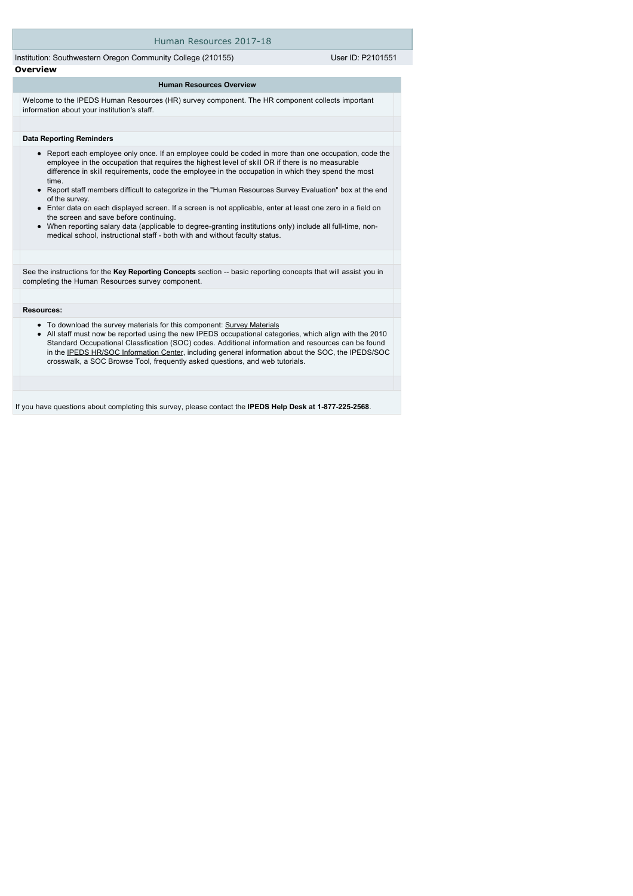# Human Resources 2017-18

Institution: Southwestern Oregon Community College (210155) User ID: P2101551

## Overview

### Human Resources Overview

Welcome to the IPEDS Human Resources (HR) survey component. The HR component collects important information about your institution's staff.

**Data Reporting Reminders**

- Report each employee only once. If an employee could be coded in more than one occupation, code the employee in the occupation that requires the highest level of skill OR if there is no measurable difference in skill requirements, code the employee in the occupation in which they spend the most time.
- Report staff members difficult to categorize in the "Human Resources Survey Evaluation" box at the end of the survey.
- Enter data on each displayed screen. If a screen is not applicable, enter at least one zero in a field on the screen and save before continuing.
- When reporting salary data (applicable to degree-granting institutions only) include all full-time, non-medical school, instructional staff - both with and without faculty status.

See the instructions for the **Key Reporting Concepts** section -- basic reporting concepts that will assist you in completing the Human Resources survey component.

**Resources:**

- To download the survey materials for this component: Survey Materials
- All staff must now be reported using the new IPEDS occupational categories, which align with the 2010 Standard Occupational Classfication (SOC) codes. Additional information and resources can be found in the IPEDS HR/SOC Information Center, including general information about the SOC, the IPEDS/SOC crosswalk, a SOC Browse Tool, frequently asked questions, and web tutorials.

If you have questions about completing this survey, please contact the **IPEDS Help Desk at 1-877-225-2568**.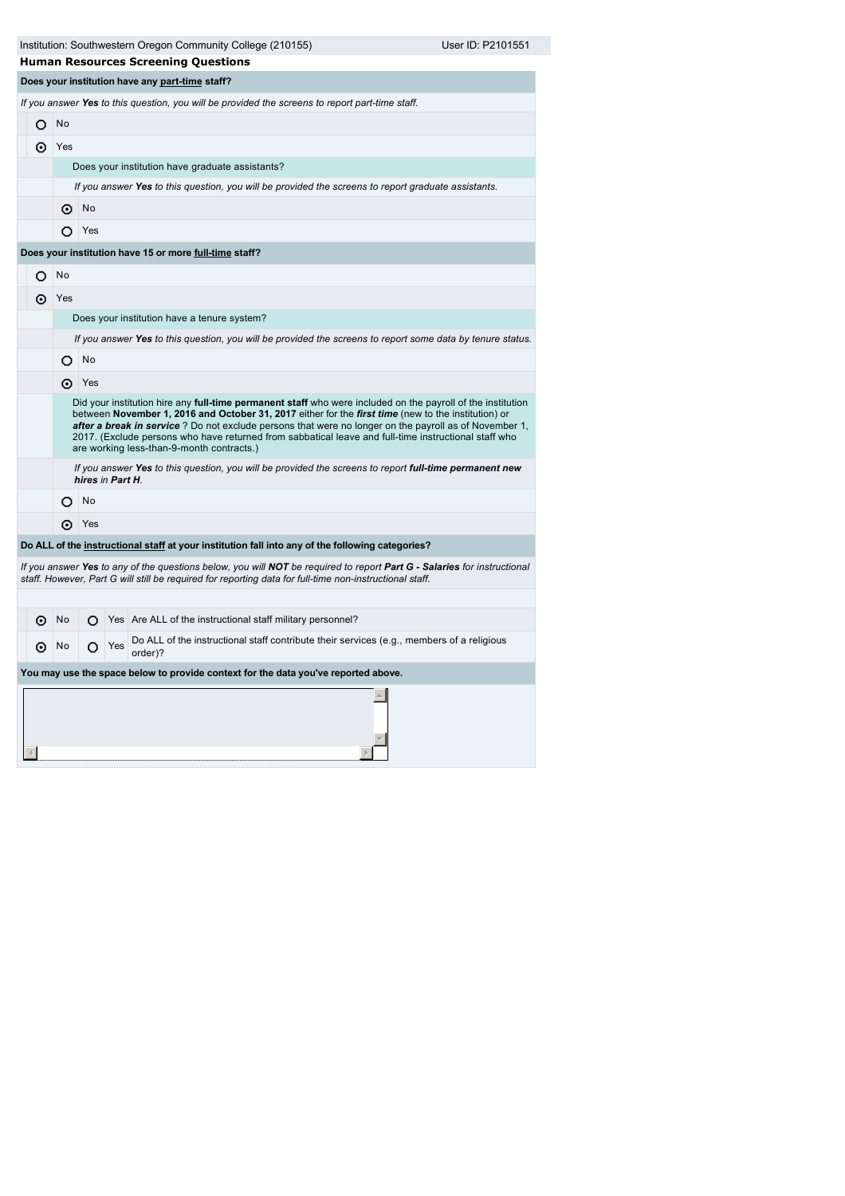Institution: Southwestern Oregon Community College (210155) User ID: P2101551

## Human Resources Screening Questions

**Does your institution have any part-time staff?**

*If you answer **Yes** to this question, you will be provided the screens to report part-time staff.*

- ○ No
- ⊙ Yes

  Does your institution have graduate assistants?

  *If you answer **Yes** to this question, you will be provided the screens to report graduate assistants.*

  - ⊙ No
  - ○ Yes

**Does your institution have 15 or more full-time staff?**

- ○ No
- ⊙ Yes

  Does your institution have a tenure system?

  *If you answer **Yes** to this question, you will be provided the screens to report some data by tenure status.*

  - ○ No
  - ⊙ Yes

  Did your institution hire any **full-time permanent staff** who were included on the payroll of the institution between **November 1, 2016 and October 31, 2017** either for the ***first time*** (new to the institution) or ***after a break in service*** ? Do not exclude persons that were no longer on the payroll as of November 1, 2017. (Exclude persons who have returned from sabbatical leave and full-time instructional staff who are working less-than-9-month contracts.)

  *If you answer **Yes** to this question, you will be provided the screens to report **full-time permanent new hires** in **Part H**.*

  - ○ No
  - ⊙ Yes

**Do ALL of the instructional staff at your institution fall into any of the following categories?**

*If you answer **Yes** to any of the questions below, you will **NOT** be required to report **Part G - Salaries** for instructional staff. However, Part G will still be required for reporting data for full-time non-instructional staff.*

| | | | | |
|---|---|---|---|---|
| ⊙ | No | ○ | Yes | Are ALL of the instructional staff military personnel? |
| ⊙ | No | ○ | Yes | Do ALL of the instructional staff contribute their services (e.g., members of a religious order)? |

**You may use the space below to provide context for the data you've reported above.**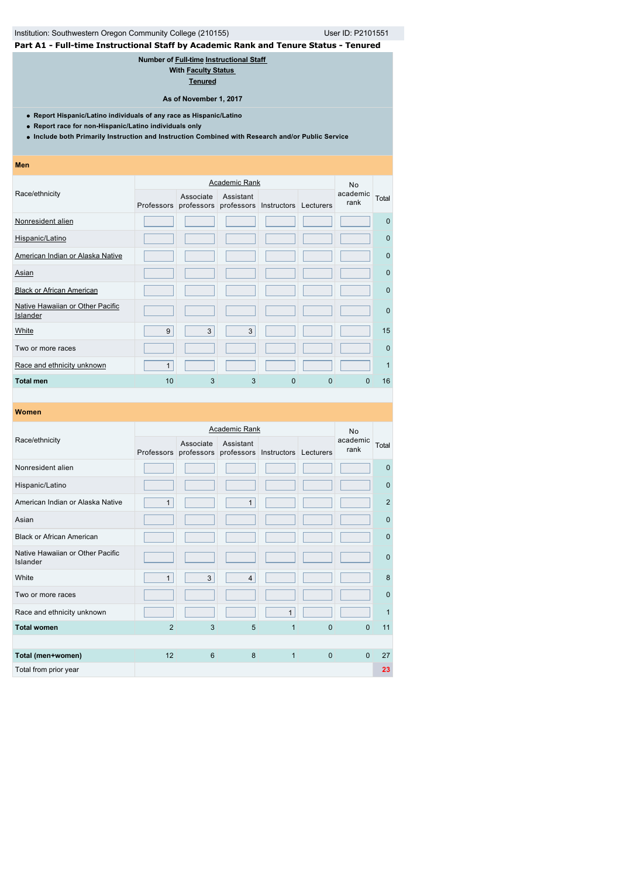Institution: Southwestern Oregon Community College (210155) User ID: P2101551

## Part A1 - Full-time Instructional Staff by Academic Rank and Tenure Status - Tenured

**Number of Full-time Instructional Staff**
**With Faculty Status**
**Tenured**

**As of November 1, 2017**

- **Report Hispanic/Latino individuals of any race as Hispanic/Latino**
- **Report race for non-Hispanic/Latino individuals only**
- **Include both Primarily Instruction and Instruction Combined with Research and/or Public Service**

### Men

| Race/ethnicity | Academic Rank | | | | | No academic rank | Total |
|---|---|---|---|---|---|---|---|
| | Professors | Associate professors | Assistant professors | Instructors | Lecturers | | |
| Nonresident alien | | | | | | | 0 |
| Hispanic/Latino | | | | | | | 0 |
| American Indian or Alaska Native | | | | | | | 0 |
| Asian | | | | | | | 0 |
| Black or African American | | | | | | | 0 |
| Native Hawaiian or Other Pacific Islander | | | | | | | 0 |
| White | 9 | 3 | 3 | | | | 15 |
| Two or more races | | | | | | | 0 |
| Race and ethnicity unknown | 1 | | | | | | 1 |
| **Total men** | 10 | 3 | 3 | 0 | 0 | 0 | 16 |

### Women

| Race/ethnicity | Academic Rank | | | | | No academic rank | Total |
|---|---|---|---|---|---|---|---|
| | Professors | Associate professors | Assistant professors | Instructors | Lecturers | | |
| Nonresident alien | | | | | | | 0 |
| Hispanic/Latino | | | | | | | 0 |
| American Indian or Alaska Native | 1 | | 1 | | | | 2 |
| Asian | | | | | | | 0 |
| Black or African American | | | | | | | 0 |
| Native Hawaiian or Other Pacific Islander | | | | | | | 0 |
| White | 1 | 3 | 4 | | | | 8 |
| Two or more races | | | | | | | 0 |
| Race and ethnicity unknown | | | | 1 | | | 1 |
| **Total women** | 2 | 3 | 5 | 1 | 0 | 0 | 11 |
| | | | | | | | |
| **Total (men+women)** | 12 | 6 | 8 | 1 | 0 | 0 | 27 |
| Total from prior year | | | | | | | 23 |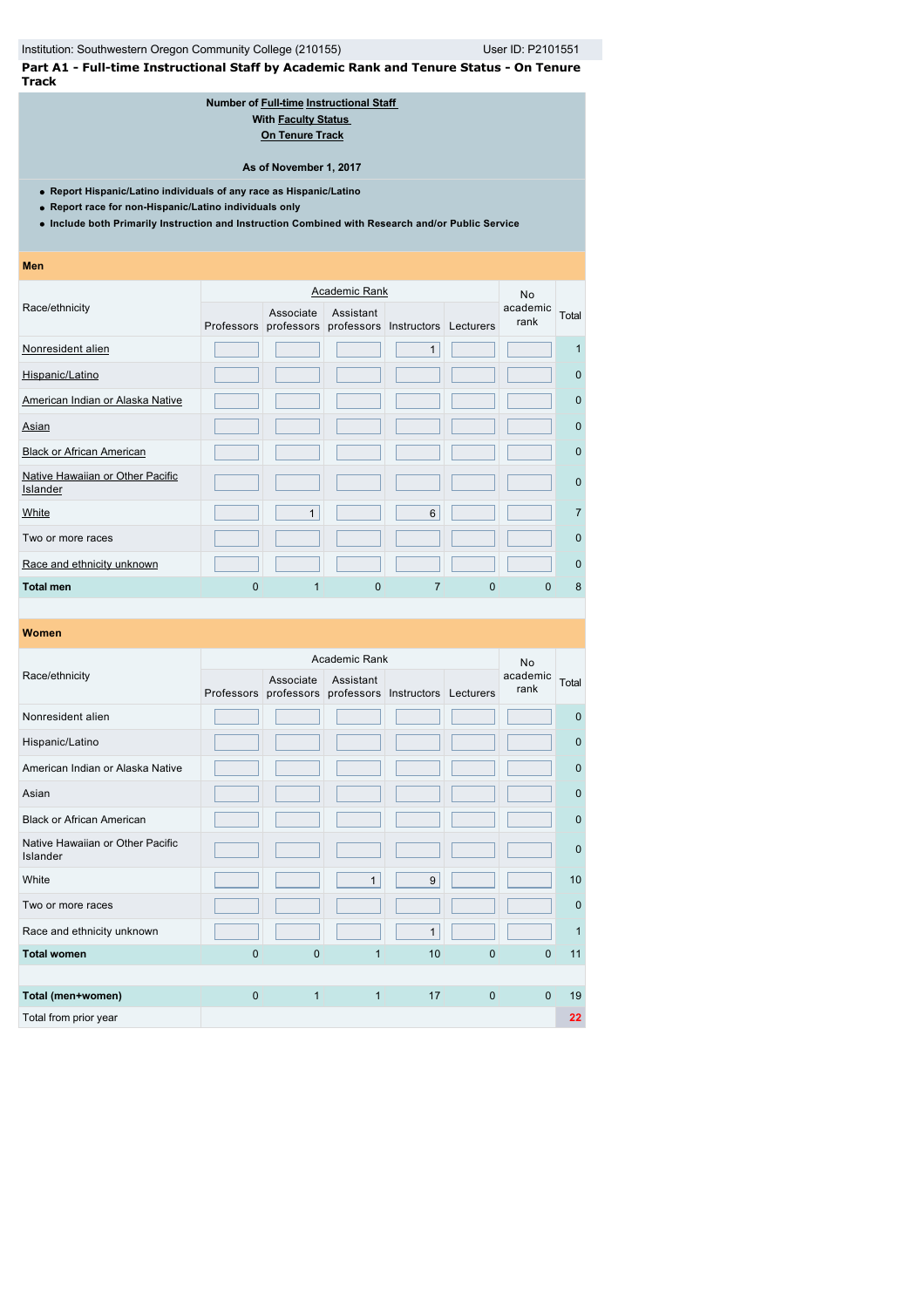Institution: Southwestern Oregon Community College (210155) User ID: P2101551

**Part A1 - Full-time Instructional Staff by Academic Rank and Tenure Status - On Tenure Track**

**Number of Full-time Instructional Staff With Faculty Status On Tenure Track**

**As of November 1, 2017**

- **Report Hispanic/Latino individuals of any race as Hispanic/Latino**
- **Report race for non-Hispanic/Latino individuals only**
- **Include both Primarily Instruction and Instruction Combined with Research and/or Public Service**

**Men**

| Race/ethnicity | Academic Rank | | | | | No academic rank | Total |
|---|---|---|---|---|---|---|---|
| | Professors | Associate professors | Assistant professors | Instructors | Lecturers | | |
| Nonresident alien | | | | 1 | | | 1 |
| Hispanic/Latino | | | | | | | 0 |
| American Indian or Alaska Native | | | | | | | 0 |
| Asian | | | | | | | 0 |
| Black or African American | | | | | | | 0 |
| Native Hawaiian or Other Pacific Islander | | | | | | | 0 |
| White | | 1 | | 6 | | | 7 |
| Two or more races | | | | | | | 0 |
| Race and ethnicity unknown | | | | | | | 0 |
| **Total men** | 0 | 1 | 0 | 7 | 0 | 0 | 8 |

**Women**

| Race/ethnicity | Academic Rank | | | | | No academic rank | Total |
|---|---|---|---|---|---|---|---|
| | Professors | Associate professors | Assistant professors | Instructors | Lecturers | | |
| Nonresident alien | | | | | | | 0 |
| Hispanic/Latino | | | | | | | 0 |
| American Indian or Alaska Native | | | | | | | 0 |
| Asian | | | | | | | 0 |
| Black or African American | | | | | | | 0 |
| Native Hawaiian or Other Pacific Islander | | | | | | | 0 |
| White | | | 1 | 9 | | | 10 |
| Two or more races | | | | | | | 0 |
| Race and ethnicity unknown | | | | 1 | | | 1 |
| **Total women** | 0 | 0 | 1 | 10 | 0 | 0 | 11 |
| | | | | | | | |
| **Total (men+women)** | 0 | 1 | 1 | 17 | 0 | 0 | 19 |
| Total from prior year | | | | | | | 22 |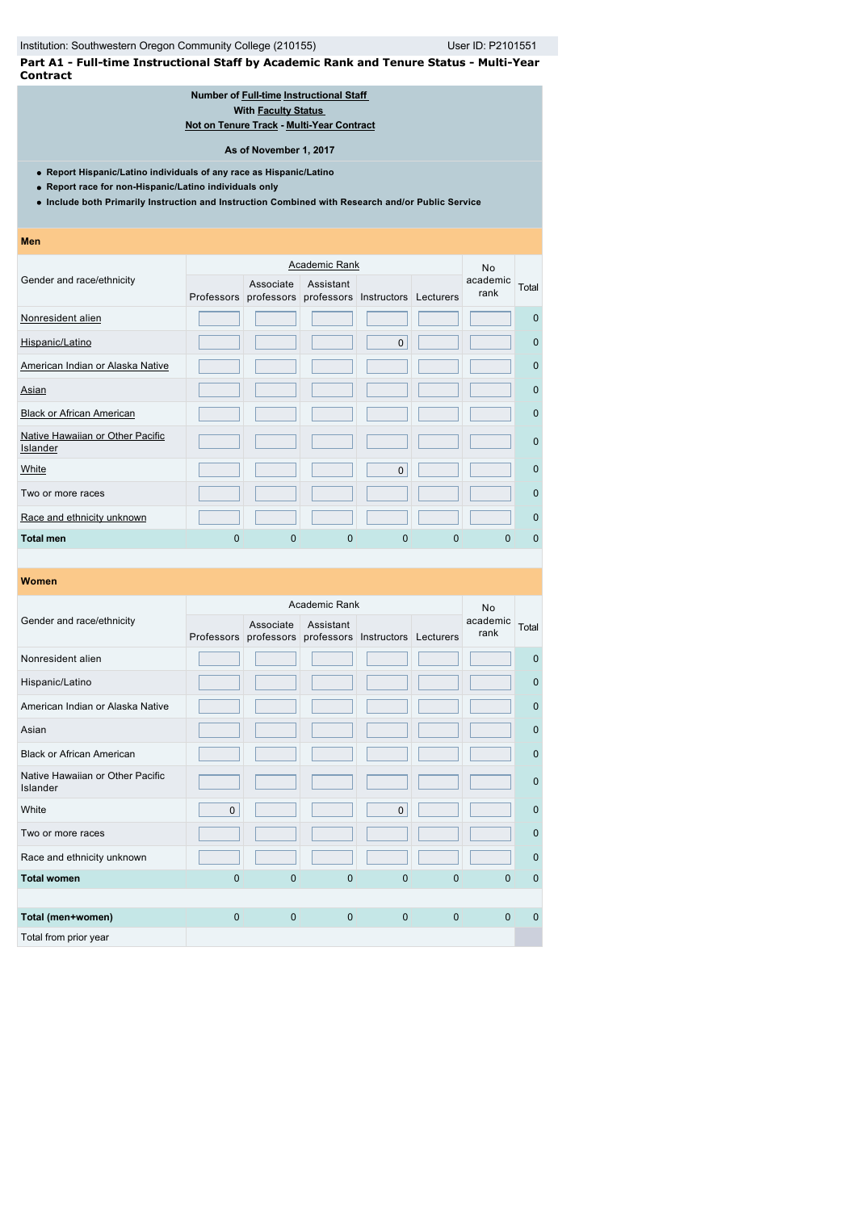Institution: Southwestern Oregon Community College (210155) User ID: P2101551

## Part A1 - Full-time Instructional Staff by Academic Rank and Tenure Status - Multi-Year Contract

**Number of Full-time Instructional Staff**
**With Faculty Status**
**Not on Tenure Track - Multi-Year Contract**

**As of November 1, 2017**

- **Report Hispanic/Latino individuals of any race as Hispanic/Latino**
- **Report race for non-Hispanic/Latino individuals only**
- **Include both Primarily Instruction and Instruction Combined with Research and/or Public Service**

**Men**

| Gender and race/ethnicity | Academic Rank | | | | | No academic rank | Total |
|---|---|---|---|---|---|---|---|
| | Professors | Associate professors | Assistant professors | Instructors | Lecturers | | |
| Nonresident alien | | | | | | | 0 |
| Hispanic/Latino | | | | 0 | | | 0 |
| American Indian or Alaska Native | | | | | | | 0 |
| Asian | | | | | | | 0 |
| Black or African American | | | | | | | 0 |
| Native Hawaiian or Other Pacific Islander | | | | | | | 0 |
| White | | | | 0 | | | 0 |
| Two or more races | | | | | | | 0 |
| Race and ethnicity unknown | | | | | | | 0 |
| **Total men** | 0 | 0 | 0 | 0 | 0 | 0 | 0 |

**Women**

| Gender and race/ethnicity | Academic Rank | | | | | No academic rank | Total |
|---|---|---|---|---|---|---|---|
| | Professors | Associate professors | Assistant professors | Instructors | Lecturers | | |
| Nonresident alien | | | | | | | 0 |
| Hispanic/Latino | | | | | | | 0 |
| American Indian or Alaska Native | | | | | | | 0 |
| Asian | | | | | | | 0 |
| Black or African American | | | | | | | 0 |
| Native Hawaiian or Other Pacific Islander | | | | | | | 0 |
| White | 0 | | | 0 | | | 0 |
| Two or more races | | | | | | | 0 |
| Race and ethnicity unknown | | | | | | | 0 |
| **Total women** | 0 | 0 | 0 | 0 | 0 | 0 | 0 |
| | | | | | | | |
| **Total (men+women)** | 0 | 0 | 0 | 0 | 0 | 0 | 0 |
| Total from prior year | | | | | | | |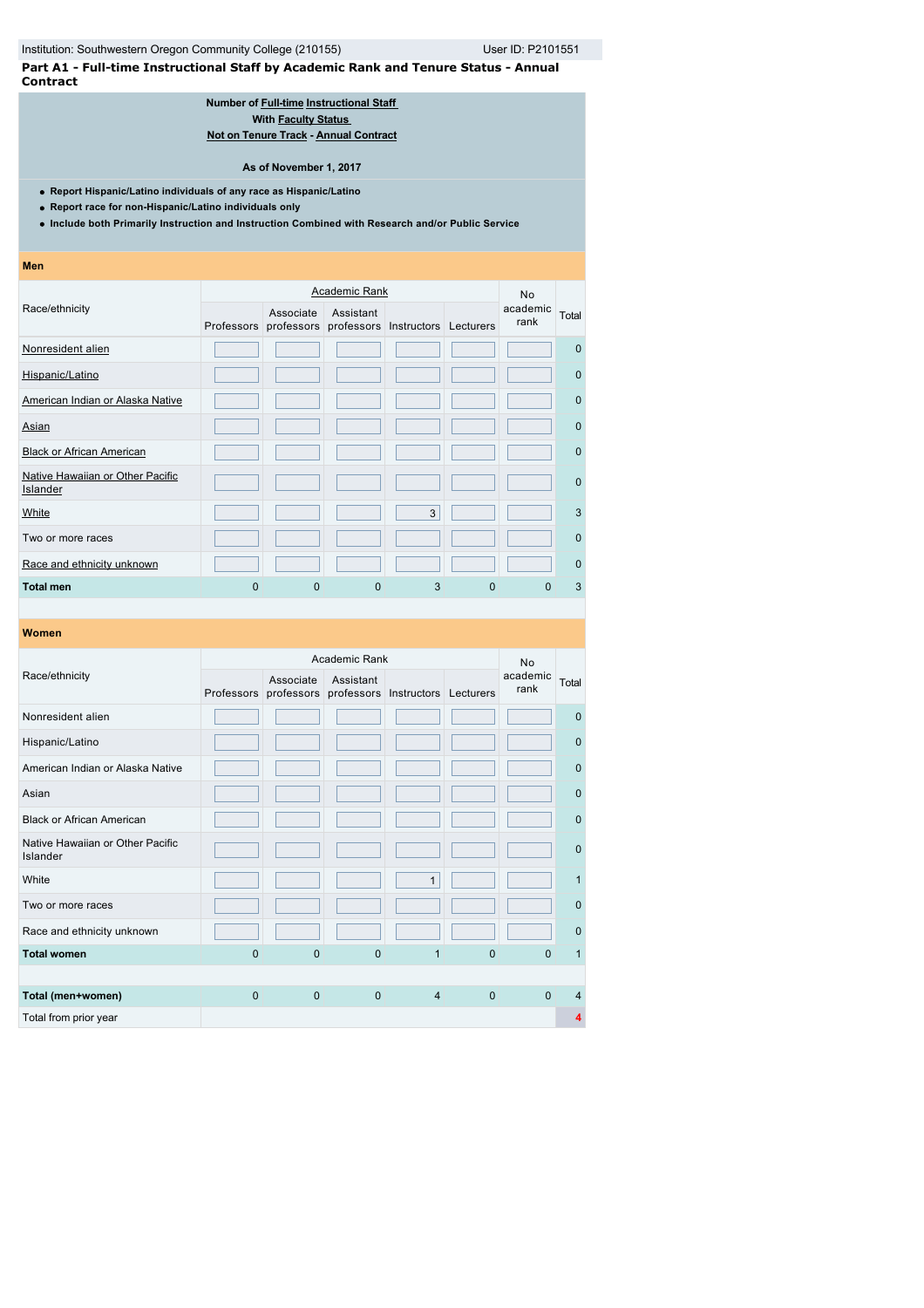Institution: Southwestern Oregon Community College (210155) User ID: P2101551

**Part A1 - Full-time Instructional Staff by Academic Rank and Tenure Status - Annual Contract**

**Number of Full-time Instructional Staff**
**With Faculty Status**
**Not on Tenure Track - Annual Contract**

**As of November 1, 2017**

- **Report Hispanic/Latino individuals of any race as Hispanic/Latino**
- **Report race for non-Hispanic/Latino individuals only**
- **Include both Primarily Instruction and Instruction Combined with Research and/or Public Service**

**Men**

| Race/ethnicity | Academic Rank | | | | | No academic rank | Total |
|---|---|---|---|---|---|---|---|
| | Professors | Associate professors | Assistant professors | Instructors | Lecturers | | |
| Nonresident alien | | | | | | | 0 |
| Hispanic/Latino | | | | | | | 0 |
| American Indian or Alaska Native | | | | | | | 0 |
| Asian | | | | | | | 0 |
| Black or African American | | | | | | | 0 |
| Native Hawaiian or Other Pacific Islander | | | | | | | 0 |
| White | | | | 3 | | | 3 |
| Two or more races | | | | | | | 0 |
| Race and ethnicity unknown | | | | | | | 0 |
| **Total men** | 0 | 0 | 0 | 3 | 0 | 0 | 3 |

**Women**

| Race/ethnicity | Academic Rank | | | | | No academic rank | Total |
|---|---|---|---|---|---|---|---|
| | Professors | Associate professors | Assistant professors | Instructors | Lecturers | | |
| Nonresident alien | | | | | | | 0 |
| Hispanic/Latino | | | | | | | 0 |
| American Indian or Alaska Native | | | | | | | 0 |
| Asian | | | | | | | 0 |
| Black or African American | | | | | | | 0 |
| Native Hawaiian or Other Pacific Islander | | | | | | | 0 |
| White | | | | 1 | | | 1 |
| Two or more races | | | | | | | 0 |
| Race and ethnicity unknown | | | | | | | 0 |
| **Total women** | 0 | 0 | 0 | 1 | 0 | 0 | 1 |
| | | | | | | | |
| **Total (men+women)** | 0 | 0 | 0 | 4 | 0 | 0 | 4 |
| Total from prior year | | | | | | | 4 |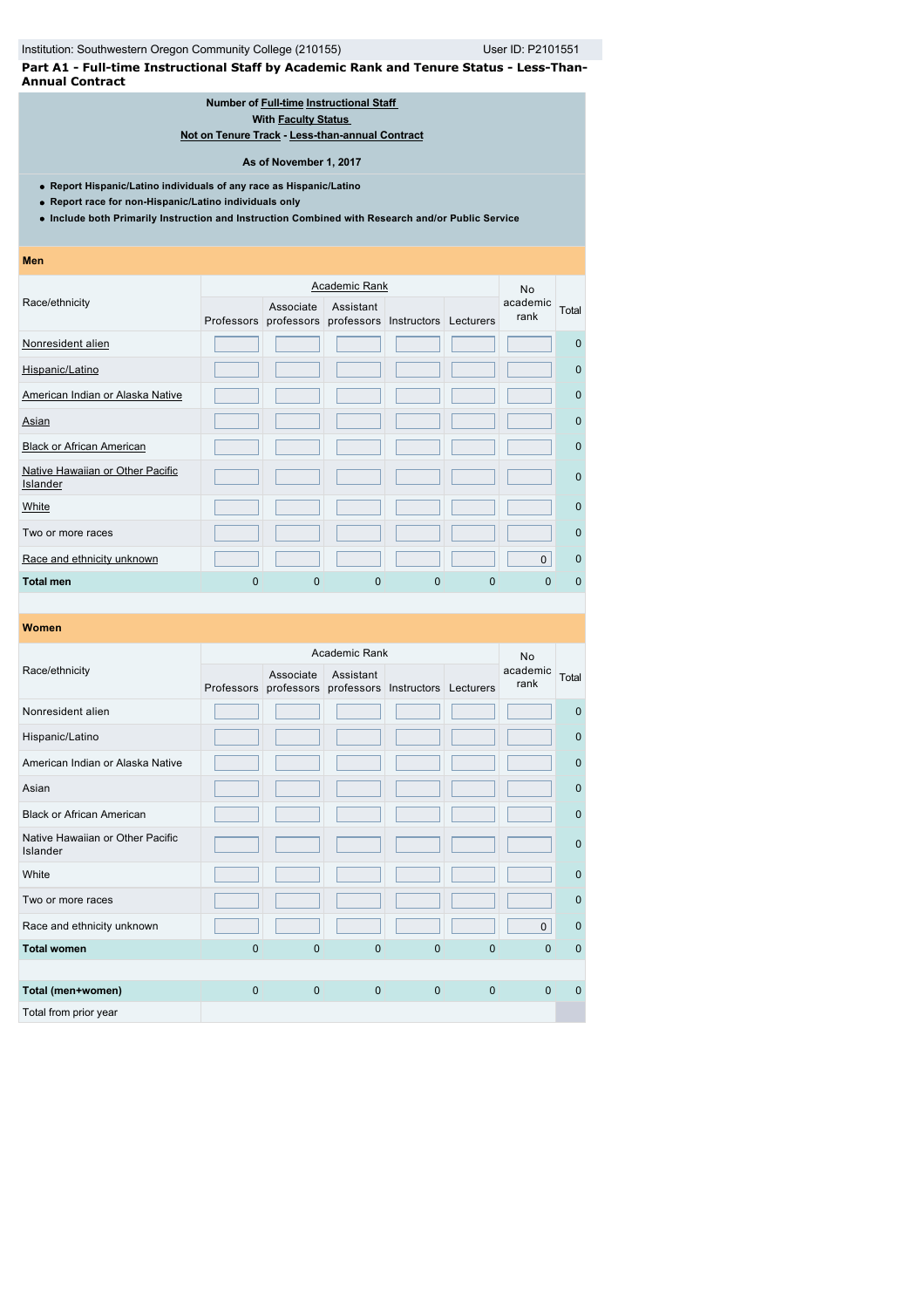Institution: Southwestern Oregon Community College (210155) User ID: P2101551

**Part A1 - Full-time Instructional Staff by Academic Rank and Tenure Status - Less-Than-Annual Contract**

**Number of Full-time Instructional Staff**
**With Faculty Status**
**Not on Tenure Track - Less-than-annual Contract**

**As of November 1, 2017**

- **Report Hispanic/Latino individuals of any race as Hispanic/Latino**
- **Report race for non-Hispanic/Latino individuals only**
- **Include both Primarily Instruction and Instruction Combined with Research and/or Public Service**

**Men**

| Race/ethnicity | Academic Rank | | | | | No academic rank | Total |
|---|---|---|---|---|---|---|---|
| | Professors | Associate professors | Assistant professors | Instructors | Lecturers | | |
| Nonresident alien | | | | | | | 0 |
| Hispanic/Latino | | | | | | | 0 |
| American Indian or Alaska Native | | | | | | | 0 |
| Asian | | | | | | | 0 |
| Black or African American | | | | | | | 0 |
| Native Hawaiian or Other Pacific Islander | | | | | | | 0 |
| White | | | | | | | 0 |
| Two or more races | | | | | | | 0 |
| Race and ethnicity unknown | | | | | | 0 | 0 |
| **Total men** | 0 | 0 | 0 | 0 | 0 | 0 | 0 |

**Women**

| Race/ethnicity | Academic Rank | | | | | No academic rank | Total |
|---|---|---|---|---|---|---|---|
| | Professors | Associate professors | Assistant professors | Instructors | Lecturers | | |
| Nonresident alien | | | | | | | 0 |
| Hispanic/Latino | | | | | | | 0 |
| American Indian or Alaska Native | | | | | | | 0 |
| Asian | | | | | | | 0 |
| Black or African American | | | | | | | 0 |
| Native Hawaiian or Other Pacific Islander | | | | | | | 0 |
| White | | | | | | | 0 |
| Two or more races | | | | | | | 0 |
| Race and ethnicity unknown | | | | | | 0 | 0 |
| **Total women** | 0 | 0 | 0 | 0 | 0 | 0 | 0 |
| | | | | | | | |
| **Total (men+women)** | 0 | 0 | 0 | 0 | 0 | 0 | 0 |
| Total from prior year | | | | | | | |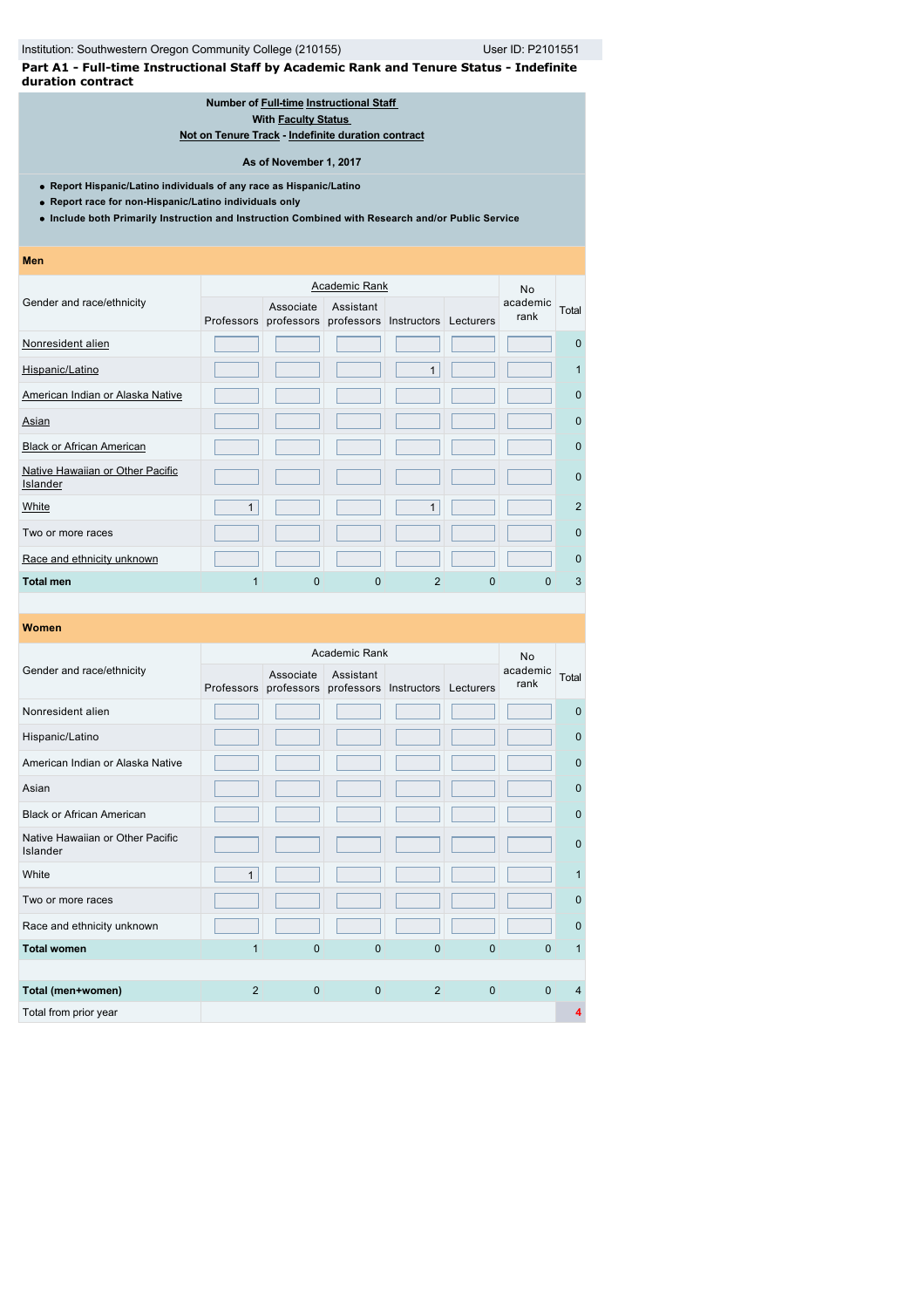Institution: Southwestern Oregon Community College (210155) User ID: P2101551

**Part A1 - Full-time Instructional Staff by Academic Rank and Tenure Status - Indefinite duration contract**

**Number of Full-time Instructional Staff**
**With Faculty Status**
**Not on Tenure Track - Indefinite duration contract**

**As of November 1, 2017**

- **Report Hispanic/Latino individuals of any race as Hispanic/Latino**
- **Report race for non-Hispanic/Latino individuals only**
- **Include both Primarily Instruction and Instruction Combined with Research and/or Public Service**

**Men**

| Gender and race/ethnicity | Academic Rank | | | | | No academic rank | Total |
|---|---|---|---|---|---|---|---|
| | Professors | Associate professors | Assistant professors | Instructors | Lecturers | | |
| Nonresident alien | | | | | | | 0 |
| Hispanic/Latino | | | | 1 | | | 1 |
| American Indian or Alaska Native | | | | | | | 0 |
| Asian | | | | | | | 0 |
| Black or African American | | | | | | | 0 |
| Native Hawaiian or Other Pacific Islander | | | | | | | 0 |
| White | 1 | | | 1 | | | 2 |
| Two or more races | | | | | | | 0 |
| Race and ethnicity unknown | | | | | | | 0 |
| **Total men** | 1 | 0 | 0 | 2 | 0 | 0 | 3 |

**Women**

| Gender and race/ethnicity | Academic Rank | | | | | No academic rank | Total |
|---|---|---|---|---|---|---|---|
| | Professors | Associate professors | Assistant professors | Instructors | Lecturers | | |
| Nonresident alien | | | | | | | 0 |
| Hispanic/Latino | | | | | | | 0 |
| American Indian or Alaska Native | | | | | | | 0 |
| Asian | | | | | | | 0 |
| Black or African American | | | | | | | 0 |
| Native Hawaiian or Other Pacific Islander | | | | | | | 0 |
| White | 1 | | | | | | 1 |
| Two or more races | | | | | | | 0 |
| Race and ethnicity unknown | | | | | | | 0 |
| **Total women** | 1 | 0 | 0 | 0 | 0 | 0 | 1 |
| | | | | | | | |
| **Total (men+women)** | 2 | 0 | 0 | 2 | 0 | 0 | 4 |
| Total from prior year | | | | | | | 4 |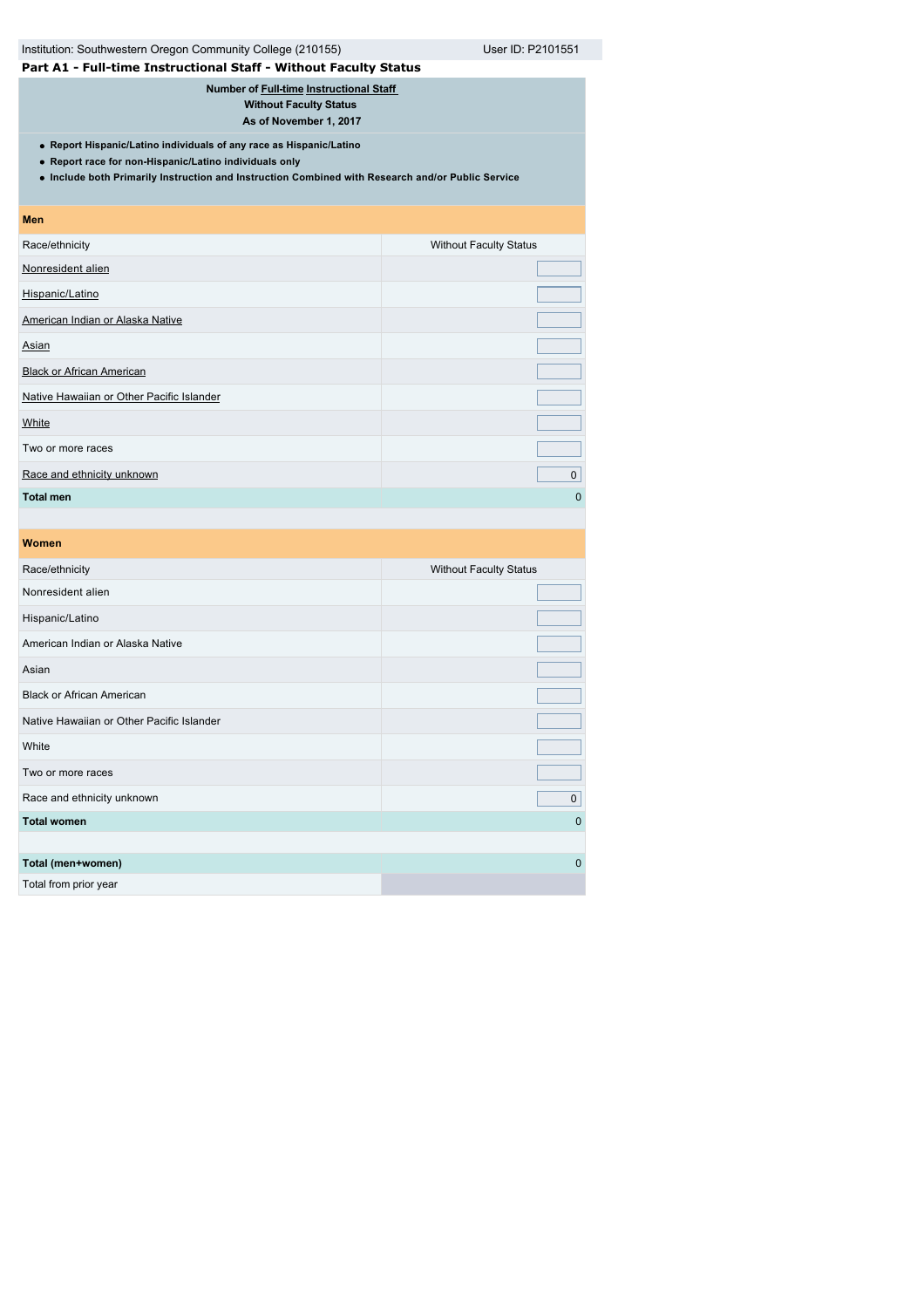Institution: Southwestern Oregon Community College (210155) User ID: P2101551

## Part A1 - Full-time Instructional Staff - Without Faculty Status

**Number of Full-time Instructional Staff**
**Without Faculty Status**
**As of November 1, 2017**

- **Report Hispanic/Latino individuals of any race as Hispanic/Latino**
- **Report race for non-Hispanic/Latino individuals only**
- **Include both Primarily Instruction and Instruction Combined with Research and/or Public Service**

| **Men** | |
|---|---|
| Race/ethnicity | Without Faculty Status |
| Nonresident alien | |
| Hispanic/Latino | |
| American Indian or Alaska Native | |
| Asian | |
| Black or African American | |
| Native Hawaiian or Other Pacific Islander | |
| White | |
| Two or more races | |
| Race and ethnicity unknown | 0 |
| **Total men** | 0 |

| **Women** | |
|---|---|
| Race/ethnicity | Without Faculty Status |
| Nonresident alien | |
| Hispanic/Latino | |
| American Indian or Alaska Native | |
| Asian | |
| Black or African American | |
| Native Hawaiian or Other Pacific Islander | |
| White | |
| Two or more races | |
| Race and ethnicity unknown | 0 |
| **Total women** | 0 |
| | |
| **Total (men+women)** | 0 |
| Total from prior year | |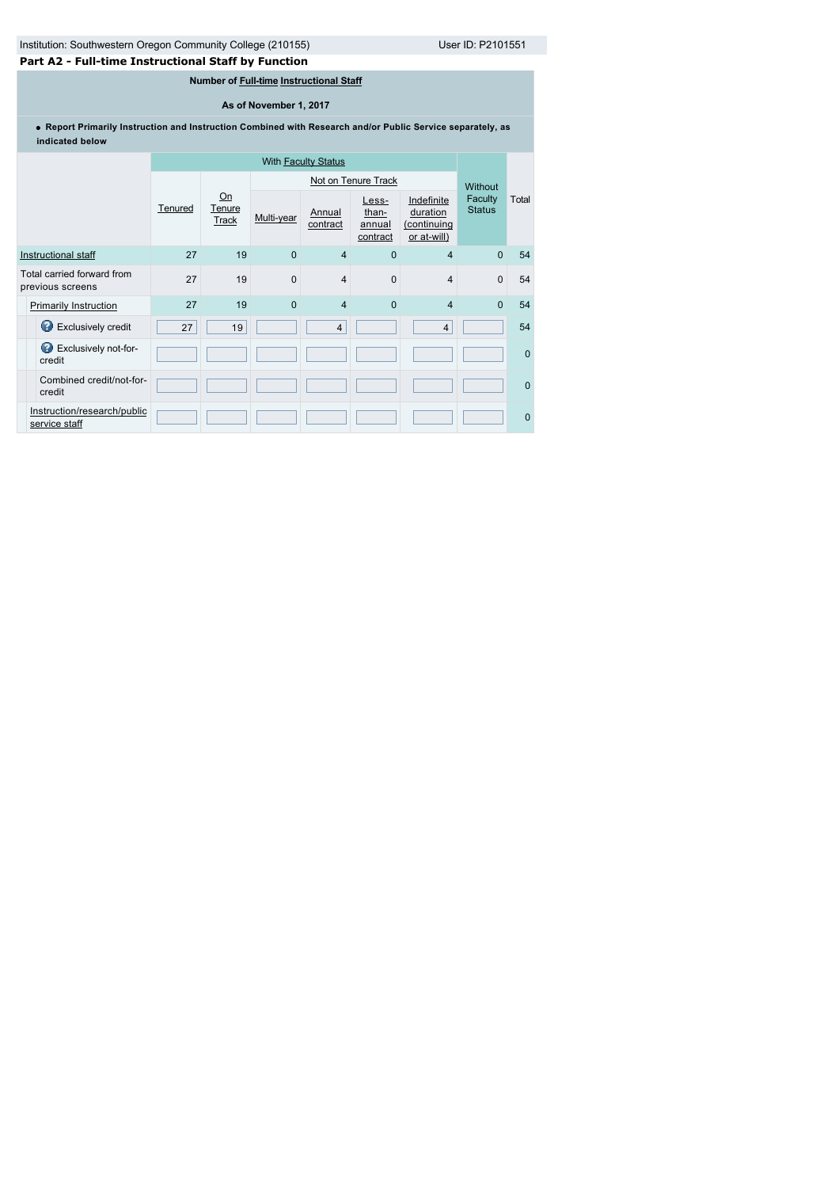Institution: Southwestern Oregon Community College (210155)

User ID: P2101551

**Part A2 - Full-time Instructional Staff by Function**

**Number of Full-time Instructional Staff**

**As of November 1, 2017**

- **Report Primarily Instruction and Instruction Combined with Research and/or Public Service separately, as indicated below**

| | With Faculty Status | | | | | | Without Faculty Status | Total |
|---|---|---|---|---|---|---|---|---|
| | | | Not on Tenure Track | | | | | |
| | Tenured | On Tenure Track | Multi-year | Annual contract | Less-than-annual contract | Indefinite duration (continuing or at-will) | | |
| Instructional staff | 27 | 19 | 0 | 4 | 0 | 4 | 0 | 54 |
| Total carried forward from previous screens | 27 | 19 | 0 | 4 | 0 | 4 | 0 | 54 |
| Primarily Instruction | 27 | 19 | 0 | 4 | 0 | 4 | 0 | 54 |
| Exclusively credit | 27 | 19 | | 4 | | 4 | | 54 |
| Exclusively not-for-credit | | | | | | | | 0 |
| Combined credit/not-for-credit | | | | | | | | 0 |
| Instruction/research/public service staff | | | | | | | | 0 |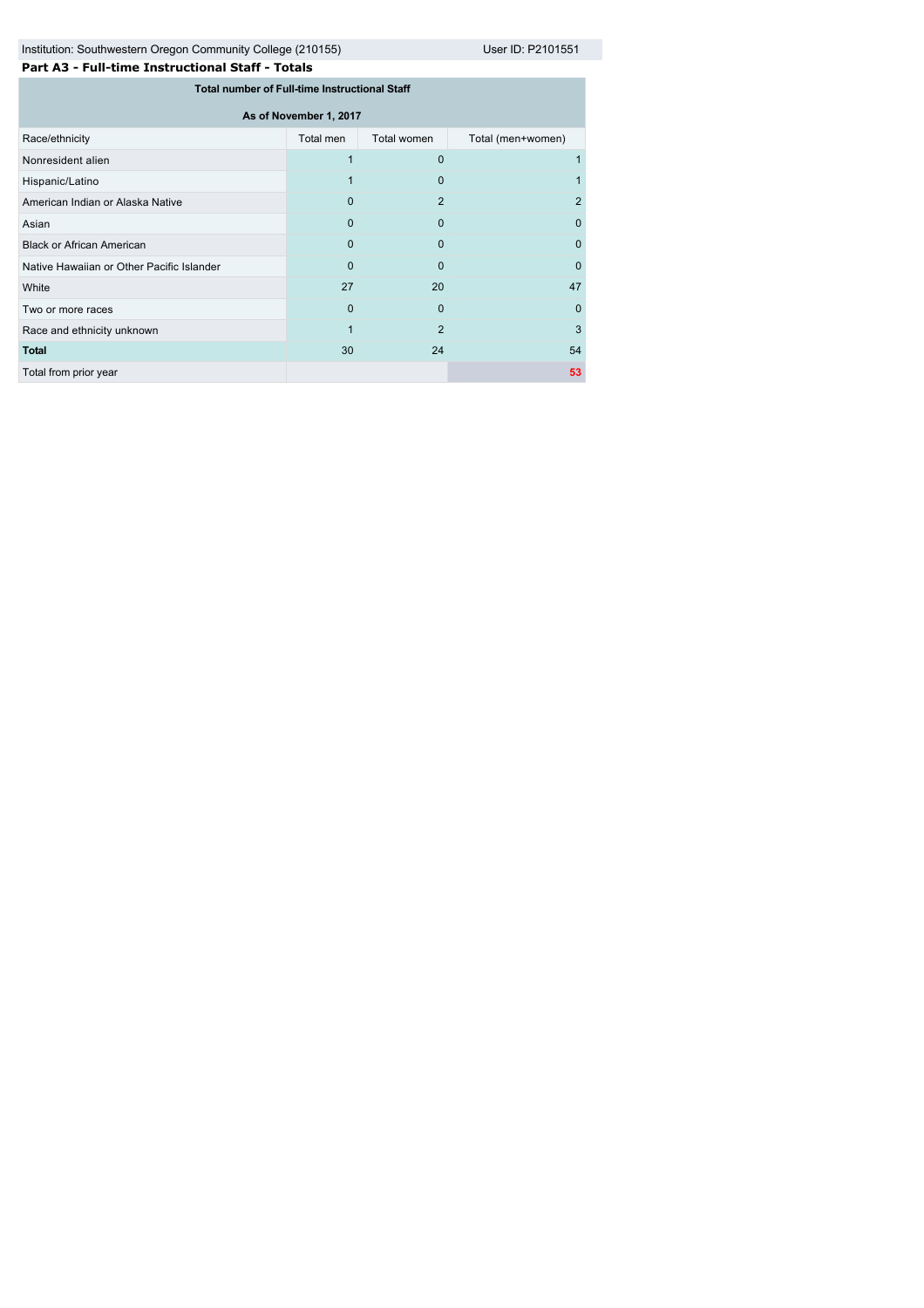Institution: Southwestern Oregon Community College (210155) User ID: P2101551

**Part A3 - Full-time Instructional Staff - Totals**

| Total number of Full-time Instructional Staff | | | |
|---|---|---|---|
| As of November 1, 2017 | | | |
| Race/ethnicity | Total men | Total women | Total (men+women) |
| Nonresident alien | 1 | 0 | 1 |
| Hispanic/Latino | 1 | 0 | 1 |
| American Indian or Alaska Native | 0 | 2 | 2 |
| Asian | 0 | 0 | 0 |
| Black or African American | 0 | 0 | 0 |
| Native Hawaiian or Other Pacific Islander | 0 | 0 | 0 |
| White | 27 | 20 | 47 |
| Two or more races | 0 | 0 | 0 |
| Race and ethnicity unknown | 1 | 2 | 3 |
| **Total** | 30 | 24 | 54 |
| Total from prior year | | | 53 |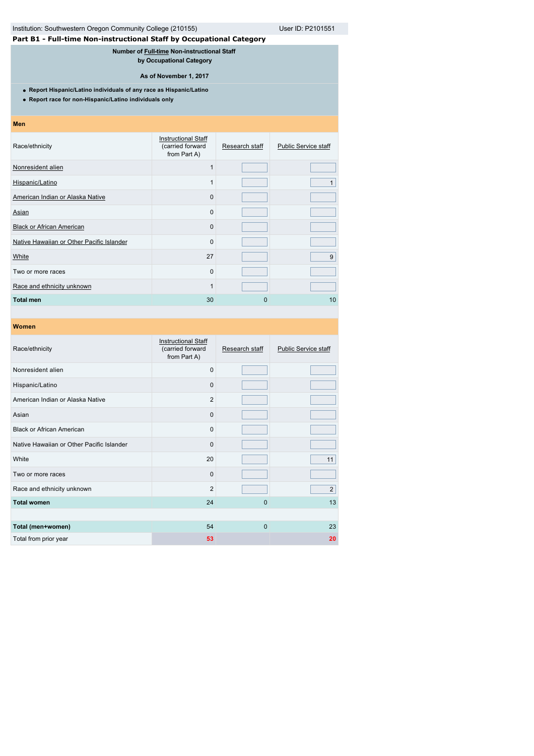Institution: Southwestern Oregon Community College (210155) User ID: P2101551

## Part B1 - Full-time Non-instructional Staff by Occupational Category

**Number of Full-time Non-instructional Staff by Occupational Category**

**As of November 1, 2017**

- **Report Hispanic/Latino individuals of any race as Hispanic/Latino**
- **Report race for non-Hispanic/Latino individuals only**

### Men

| Race/ethnicity | Instructional Staff (carried forward from Part A) | Research staff | Public Service staff |
|---|---|---|---|
| Nonresident alien | 1 | | |
| Hispanic/Latino | 1 | | 1 |
| American Indian or Alaska Native | 0 | | |
| Asian | 0 | | |
| Black or African American | 0 | | |
| Native Hawaiian or Other Pacific Islander | 0 | | |
| White | 27 | | 9 |
| Two or more races | 0 | | |
| Race and ethnicity unknown | 1 | | |
| **Total men** | 30 | 0 | 10 |

### Women

| Race/ethnicity | Instructional Staff (carried forward from Part A) | Research staff | Public Service staff |
|---|---|---|---|
| Nonresident alien | 0 | | |
| Hispanic/Latino | 0 | | |
| American Indian or Alaska Native | 2 | | |
| Asian | 0 | | |
| Black or African American | 0 | | |
| Native Hawaiian or Other Pacific Islander | 0 | | |
| White | 20 | | 11 |
| Two or more races | 0 | | |
| Race and ethnicity unknown | 2 | | 2 |
| **Total women** | 24 | 0 | 13 |
| | | | |
| **Total (men+women)** | 54 | 0 | 23 |
| Total from prior year | 53 | | 20 |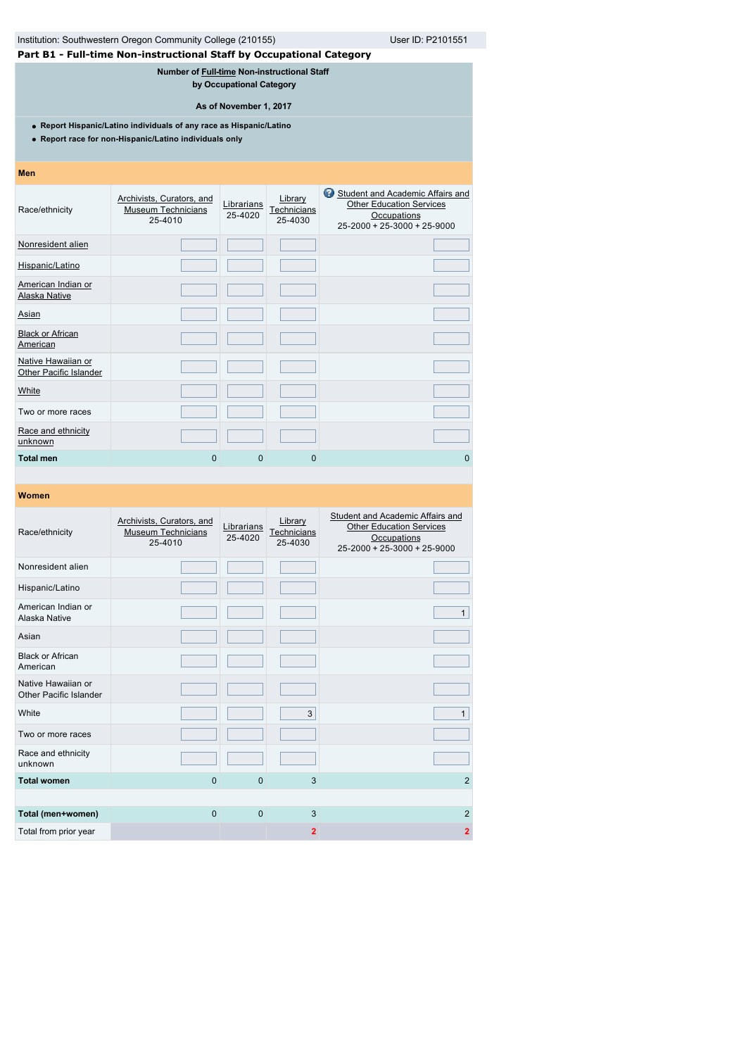Institution: Southwestern Oregon Community College (210155) User ID: P2101551

## Part B1 - Full-time Non-instructional Staff by Occupational Category

**Number of Full-time Non-instructional Staff by Occupational Category**

**As of November 1, 2017**

- **Report Hispanic/Latino individuals of any race as Hispanic/Latino**
- **Report race for non-Hispanic/Latino individuals only**

### Men

| Race/ethnicity | Archivists, Curators, and Museum Technicians 25-4010 | Librarians 25-4020 | Library Technicians 25-4030 | Student and Academic Affairs and Other Education Services Occupations 25-2000 + 25-3000 + 25-9000 |
|---|---|---|---|---|
| Nonresident alien | | | | |
| Hispanic/Latino | | | | |
| American Indian or Alaska Native | | | | |
| Asian | | | | |
| Black or African American | | | | |
| Native Hawaiian or Other Pacific Islander | | | | |
| White | | | | |
| Two or more races | | | | |
| Race and ethnicity unknown | | | | |
| **Total men** | 0 | 0 | 0 | 0 |

### Women

| Race/ethnicity | Archivists, Curators, and Museum Technicians 25-4010 | Librarians 25-4020 | Library Technicians 25-4030 | Student and Academic Affairs and Other Education Services Occupations 25-2000 + 25-3000 + 25-9000 |
|---|---|---|---|---|
| Nonresident alien | | | | |
| Hispanic/Latino | | | | |
| American Indian or Alaska Native | | | | 1 |
| Asian | | | | |
| Black or African American | | | | |
| Native Hawaiian or Other Pacific Islander | | | | |
| White | | | 3 | 1 |
| Two or more races | | | | |
| Race and ethnicity unknown | | | | |
| **Total women** | 0 | 0 | 3 | 2 |
| | | | | |
| **Total (men+women)** | 0 | 0 | 3 | 2 |
| Total from prior year | | | 2 | 2 |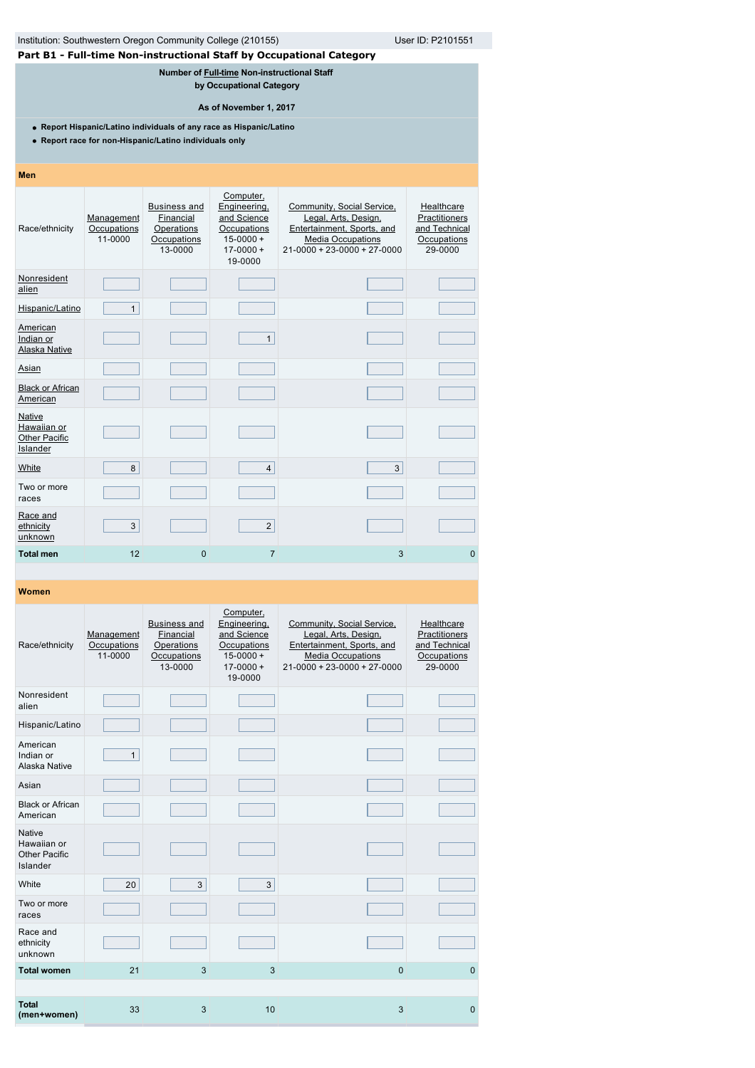Institution: Southwestern Oregon Community College (210155) User ID: P2101551

## Part B1 - Full-time Non-instructional Staff by Occupational Category

**Number of Full-time Non-instructional Staff by Occupational Category**

**As of November 1, 2017**

- **Report Hispanic/Latino individuals of any race as Hispanic/Latino**
- **Report race for non-Hispanic/Latino individuals only**

### Men

| Race/ethnicity | Management Occupations 11-0000 | Business and Financial Operations Occupations 13-0000 | Computer, Engineering, and Science Occupations 15-0000 + 17-0000 + 19-0000 | Community, Social Service, Legal, Arts, Design, Entertainment, Sports, and Media Occupations 21-0000 + 23-0000 + 27-0000 | Healthcare Practitioners and Technical Occupations 29-0000 |
|---|---|---|---|---|---|
| Nonresident alien | | | | | |
| Hispanic/Latino | 1 | | | | |
| American Indian or Alaska Native | | | 1 | | |
| Asian | | | | | |
| Black or African American | | | | | |
| Native Hawaiian or Other Pacific Islander | | | | | |
| White | 8 | | 4 | 3 | |
| Two or more races | | | | | |
| Race and ethnicity unknown | 3 | | 2 | | |
| **Total men** | 12 | 0 | 7 | 3 | 0 |

### Women

| Race/ethnicity | Management Occupations 11-0000 | Business and Financial Operations Occupations 13-0000 | Computer, Engineering, and Science Occupations 15-0000 + 17-0000 + 19-0000 | Community, Social Service, Legal, Arts, Design, Entertainment, Sports, and Media Occupations 21-0000 + 23-0000 + 27-0000 | Healthcare Practitioners and Technical Occupations 29-0000 |
|---|---|---|---|---|---|
| Nonresident alien | | | | | |
| Hispanic/Latino | | | | | |
| American Indian or Alaska Native | 1 | | | | |
| Asian | | | | | |
| Black or African American | | | | | |
| Native Hawaiian or Other Pacific Islander | | | | | |
| White | 20 | 3 | 3 | | |
| Two or more races | | | | | |
| Race and ethnicity unknown | | | | | |
| **Total women** | 21 | 3 | 3 | 0 | 0 |
| | | | | | |
| **Total (men+women)** | 33 | 3 | 10 | 3 | 0 |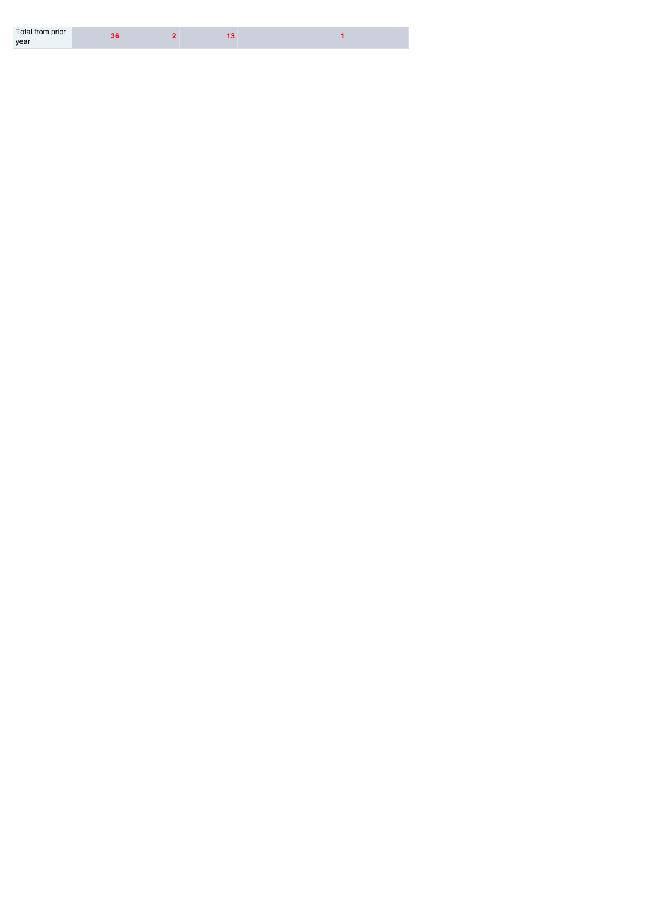| Total from prior year | 36 | 2 | 13 | 1 | |
| --- | --- | --- | --- | --- | --- |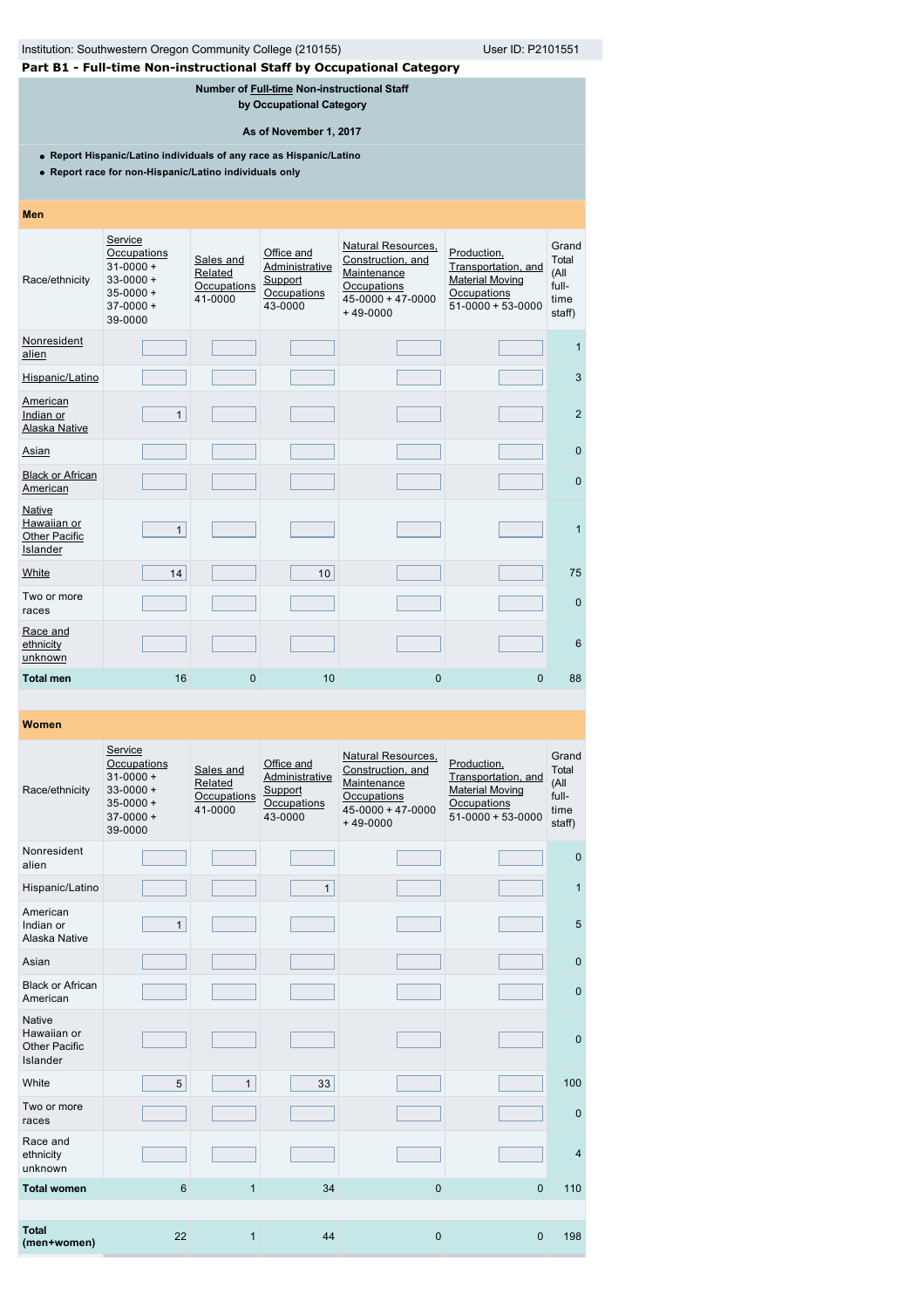Institution: Southwestern Oregon Community College (210155) User ID: P2101551

## Part B1 - Full-time Non-instructional Staff by Occupational Category

**Number of Full-time Non-instructional Staff by Occupational Category**

**As of November 1, 2017**

- **Report Hispanic/Latino individuals of any race as Hispanic/Latino**
- **Report race for non-Hispanic/Latino individuals only**

### Men

| Race/ethnicity | Service Occupations 31-0000 + 33-0000 + 35-0000 + 37-0000 + 39-0000 | Sales and Related Occupations 41-0000 | Office and Administrative Support Occupations 43-0000 | Natural Resources, Construction, and Maintenance Occupations 45-0000 + 47-0000 + 49-0000 | Production, Transportation, and Material Moving Occupations 51-0000 + 53-0000 | Grand Total (All full-time staff) |
|---|---|---|---|---|---|---|
| Nonresident alien | | | | | | 1 |
| Hispanic/Latino | | | | | | 3 |
| American Indian or Alaska Native | 1 | | | | | 2 |
| Asian | | | | | | 0 |
| Black or African American | | | | | | 0 |
| Native Hawaiian or Other Pacific Islander | 1 | | | | | 1 |
| White | 14 | | 10 | | | 75 |
| Two or more races | | | | | | 0 |
| Race and ethnicity unknown | | | | | | 6 |
| **Total men** | 16 | 0 | 10 | 0 | 0 | 88 |

### Women

| Race/ethnicity | Service Occupations 31-0000 + 33-0000 + 35-0000 + 37-0000 + 39-0000 | Sales and Related Occupations 41-0000 | Office and Administrative Support Occupations 43-0000 | Natural Resources, Construction, and Maintenance Occupations 45-0000 + 47-0000 + 49-0000 | Production, Transportation, and Material Moving Occupations 51-0000 + 53-0000 | Grand Total (All full-time staff) |
|---|---|---|---|---|---|---|
| Nonresident alien | | | | | | 0 |
| Hispanic/Latino | | | 1 | | | 1 |
| American Indian or Alaska Native | 1 | | | | | 5 |
| Asian | | | | | | 0 |
| Black or African American | | | | | | 0 |
| Native Hawaiian or Other Pacific Islander | | | | | | 0 |
| White | 5 | 1 | 33 | | | 100 |
| Two or more races | | | | | | 0 |
| Race and ethnicity unknown | | | | | | 4 |
| **Total women** | 6 | 1 | 34 | 0 | 0 | 110 |
| **Total (men+women)** | 22 | 1 | 44 | 0 | 0 | 198 |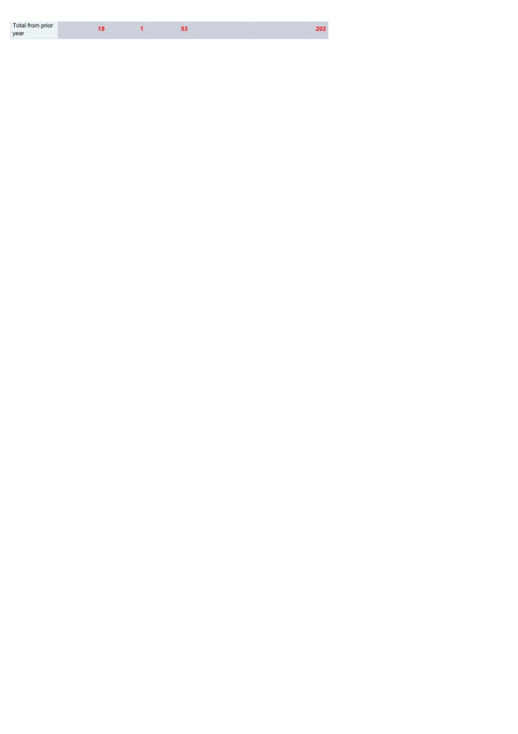| Total from prior year | 19 | 1 | 53 | | | 202 |
|---|---|---|---|---|---|---|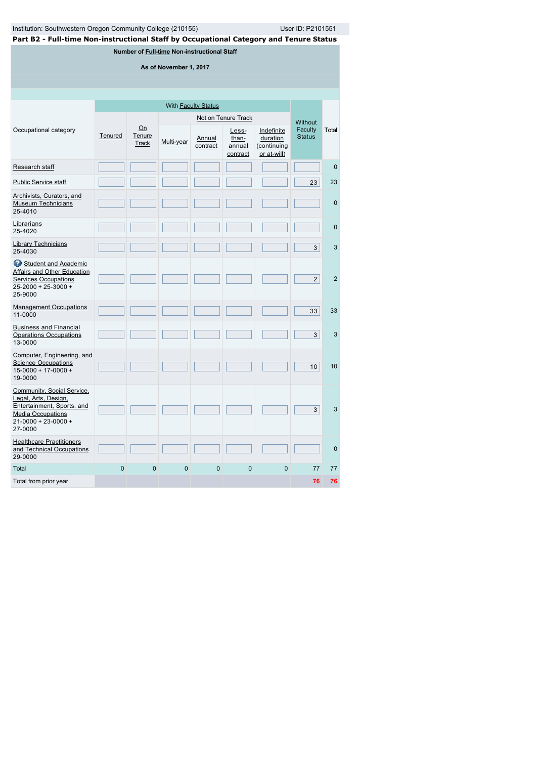Institution: Southwestern Oregon Community College (210155)

User ID: P2101551

## Part B2 - Full-time Non-instructional Staff by Occupational Category and Tenure Status

**Number of Full-time Non-instructional Staff**

**As of November 1, 2017**

| Occupational category | With Faculty Status | | | | | | Without Faculty Status | Total |
|---|---|---|---|---|---|---|---|---|
| | Tenured | On Tenure Track | Not on Tenure Track | | | | | |
| | | | Multi-year | Annual contract | Less-than-annual contract | Indefinite duration (continuing or at-will) | | |
| Research staff | | | | | | | | 0 |
| Public Service staff | | | | | | | 23 | 23 |
| Archivists, Curators, and Museum Technicians 25-4010 | | | | | | | | 0 |
| Librarians 25-4020 | | | | | | | | 0 |
| Library Technicians 25-4030 | | | | | | | 3 | 3 |
| Student and Academic Affairs and Other Education Services Occupations 25-2000 + 25-3000 + 25-9000 | | | | | | | 2 | 2 |
| Management Occupations 11-0000 | | | | | | | 33 | 33 |
| Business and Financial Operations Occupations 13-0000 | | | | | | | 3 | 3 |
| Computer, Engineering, and Science Occupations 15-0000 + 17-0000 + 19-0000 | | | | | | | 10 | 10 |
| Community, Social Service, Legal, Arts, Design, Entertainment, Sports, and Media Occupations 21-0000 + 23-0000 + 27-0000 | | | | | | | 3 | 3 |
| Healthcare Practitioners and Technical Occupations 29-0000 | | | | | | | | 0 |
| Total | 0 | 0 | 0 | 0 | 0 | 0 | 77 | 77 |
| Total from prior year | | | | | | | 76 | 76 |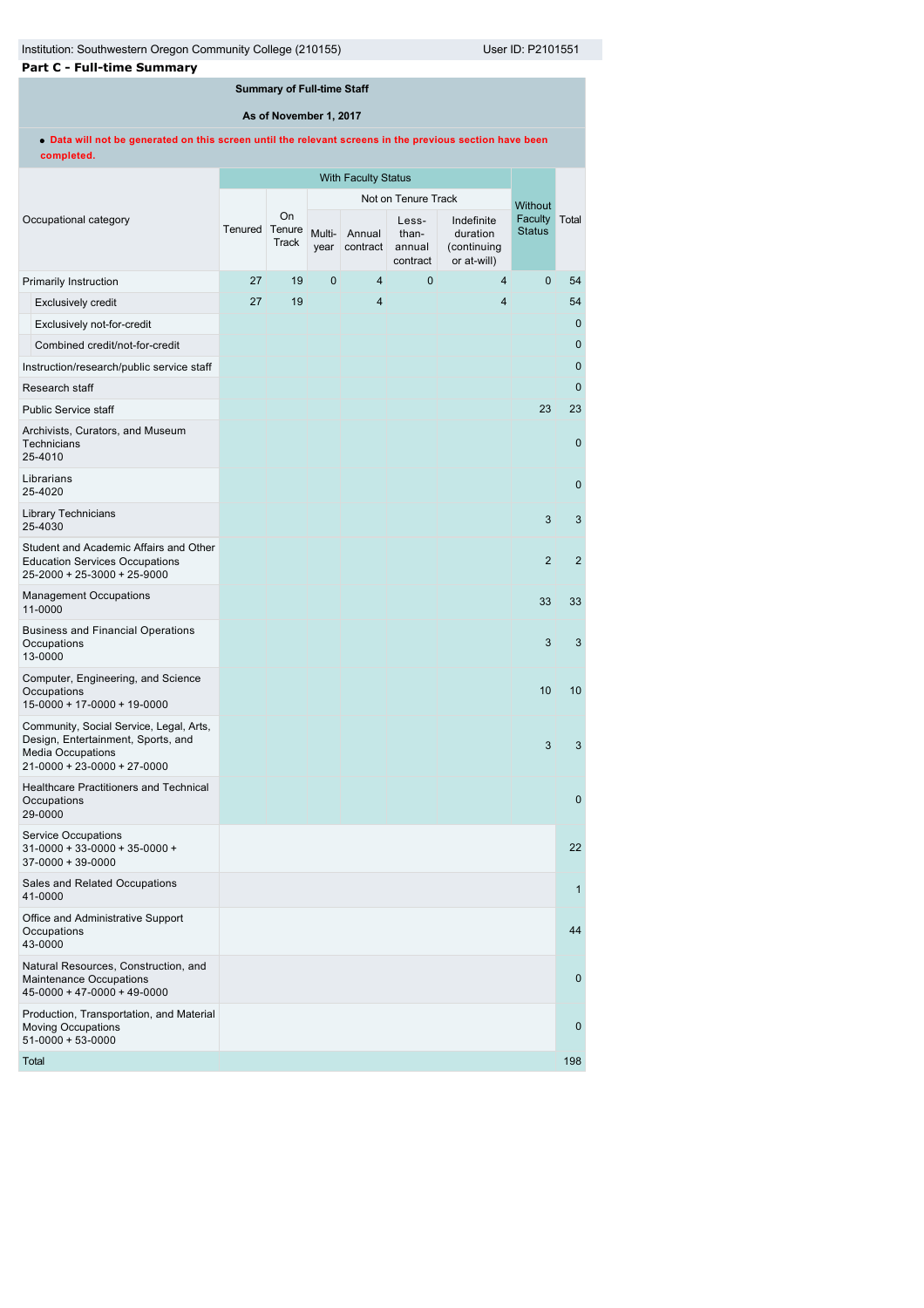Institution: Southwestern Oregon Community College (210155) User ID: P2101551

**Part C - Full-time Summary**

**Summary of Full-time Staff**

**As of November 1, 2017**

- **Data will not be generated on this screen until the relevant screens in the previous section have been completed.**

| Occupational category | With Faculty Status | | | | | | Without Faculty Status | Total |
|---|---|---|---|---|---|---|---|---|
| | Tenured | On Tenure Track | Not on Tenure Track | | | | | |
| | | | Multi-year | Annual contract | Less-than-annual contract | Indefinite duration (continuing or at-will) | | |
| Primarily Instruction | 27 | 19 | 0 | 4 | 0 | 4 | 0 | 54 |
| Exclusively credit | 27 | 19 | | 4 | | 4 | | 54 |
| Exclusively not-for-credit | | | | | | | | 0 |
| Combined credit/not-for-credit | | | | | | | | 0 |
| Instruction/research/public service staff | | | | | | | | 0 |
| Research staff | | | | | | | | 0 |
| Public Service staff | | | | | | | 23 | 23 |
| Archivists, Curators, and Museum Technicians 25-4010 | | | | | | | | 0 |
| Librarians 25-4020 | | | | | | | | 0 |
| Library Technicians 25-4030 | | | | | | | 3 | 3 |
| Student and Academic Affairs and Other Education Services Occupations 25-2000 + 25-3000 + 25-9000 | | | | | | | 2 | 2 |
| Management Occupations 11-0000 | | | | | | | 33 | 33 |
| Business and Financial Operations Occupations 13-0000 | | | | | | | 3 | 3 |
| Computer, Engineering, and Science Occupations 15-0000 + 17-0000 + 19-0000 | | | | | | | 10 | 10 |
| Community, Social Service, Legal, Arts, Design, Entertainment, Sports, and Media Occupations 21-0000 + 23-0000 + 27-0000 | | | | | | | 3 | 3 |
| Healthcare Practitioners and Technical Occupations 29-0000 | | | | | | | | 0 |
| Service Occupations 31-0000 + 33-0000 + 35-0000 + 37-0000 + 39-0000 | | | | | | | | 22 |
| Sales and Related Occupations 41-0000 | | | | | | | | 1 |
| Office and Administrative Support Occupations 43-0000 | | | | | | | | 44 |
| Natural Resources, Construction, and Maintenance Occupations 45-0000 + 47-0000 + 49-0000 | | | | | | | | 0 |
| Production, Transportation, and Material Moving Occupations 51-0000 + 53-0000 | | | | | | | | 0 |
| Total | | | | | | | | 198 |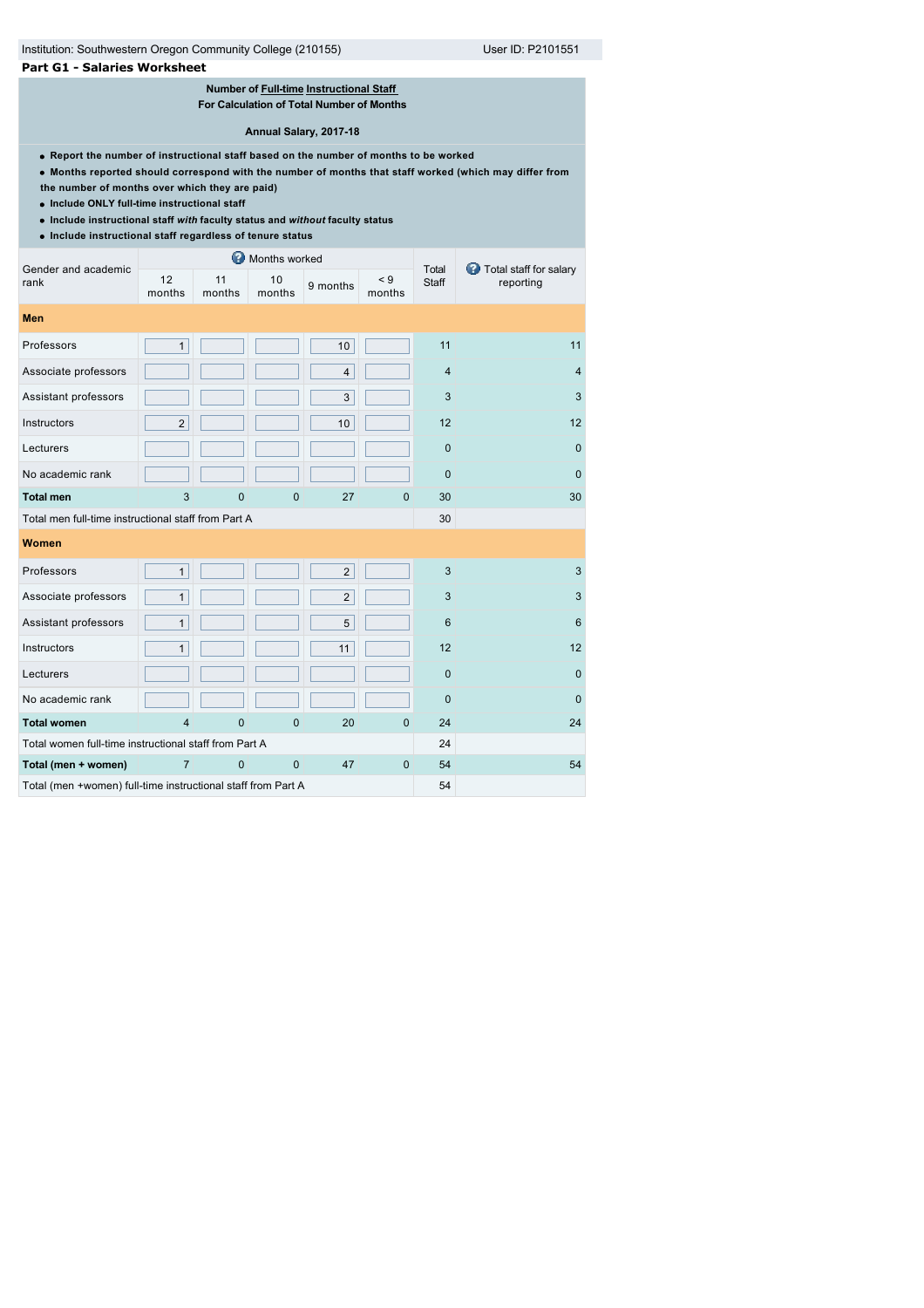Institution: Southwestern Oregon Community College (210155) User ID: P2101551

## Part G1 - Salaries Worksheet

**Number of Full-time Instructional Staff**
**For Calculation of Total Number of Months**

**Annual Salary, 2017-18**

- **Report the number of instructional staff based on the number of months to be worked**
- **Months reported should correspond with the number of months that staff worked (which may differ from the number of months over which they are paid)**
- **Include ONLY full-time instructional staff**
- **Include instructional staff *with* faculty status and *without* faculty status**
- **Include instructional staff regardless of tenure status**

| Gender and academic rank | Months worked | | | | | Total Staff | Total staff for salary reporting |
|---|---|---|---|---|---|---|---|
| | 12 months | 11 months | 10 months | 9 months | < 9 months | | |
| **Men** | | | | | | | |
| Professors | 1 | | | 10 | | 11 | 11 |
| Associate professors | | | | 4 | | 4 | 4 |
| Assistant professors | | | | 3 | | 3 | 3 |
| Instructors | 2 | | | 10 | | 12 | 12 |
| Lecturers | | | | | | 0 | 0 |
| No academic rank | | | | | | 0 | 0 |
| **Total men** | 3 | 0 | 0 | 27 | 0 | 30 | 30 |
| Total men full-time instructional staff from Part A | | | | | | 30 | |
| **Women** | | | | | | | |
| Professors | 1 | | | 2 | | 3 | 3 |
| Associate professors | 1 | | | 2 | | 3 | 3 |
| Assistant professors | 1 | | | 5 | | 6 | 6 |
| Instructors | 1 | | | 11 | | 12 | 12 |
| Lecturers | | | | | | 0 | 0 |
| No academic rank | | | | | | 0 | 0 |
| **Total women** | 4 | 0 | 0 | 20 | 0 | 24 | 24 |
| Total women full-time instructional staff from Part A | | | | | | 24 | |
| **Total (men + women)** | 7 | 0 | 0 | 47 | 0 | 54 | 54 |
| Total (men +women) full-time instructional staff from Part A | | | | | | 54 | |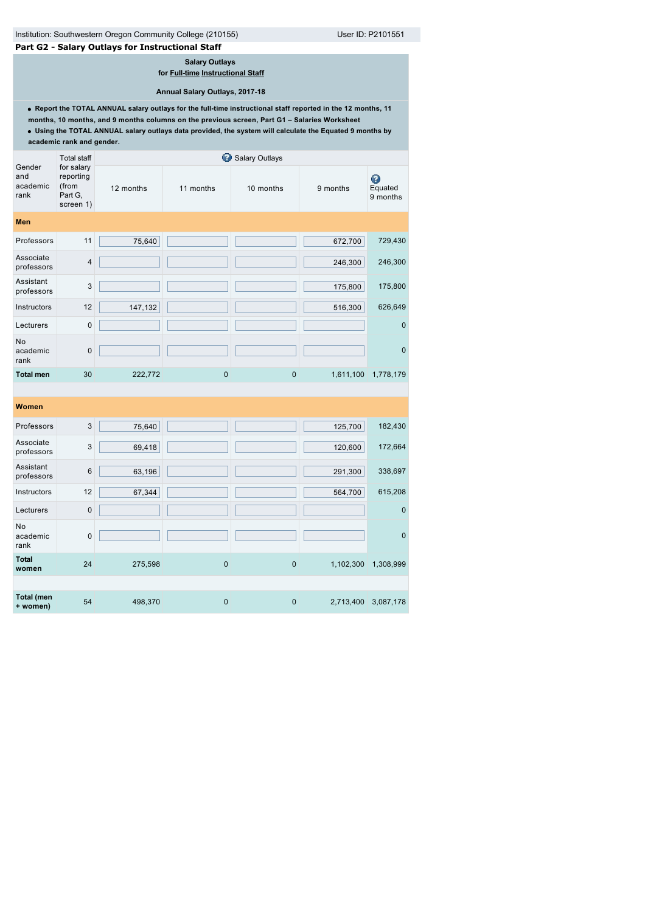Institution: Southwestern Oregon Community College (210155) User ID: P2101551

## Part G2 - Salary Outlays for Instructional Staff

**Salary Outlays**
**for Full-time Instructional Staff**

**Annual Salary Outlays, 2017-18**

- **Report the TOTAL ANNUAL salary outlays for the full-time instructional staff reported in the 12 months, 11 months, 10 months, and 9 months columns on the previous screen, Part G1 – Salaries Worksheet**
- **Using the TOTAL ANNUAL salary outlays data provided, the system will calculate the Equated 9 months by academic rank and gender.**

| Gender and academic rank | Total staff for salary reporting (from Part G, screen 1) | Salary Outlays | | | | |
|---|---|---|---|---|---|---|
| | | 12 months | 11 months | 10 months | 9 months | Equated 9 months |
| **Men** | | | | | | |
| Professors | 11 | 75,640 | | | 672,700 | 729,430 |
| Associate professors | 4 | | | | 246,300 | 246,300 |
| Assistant professors | 3 | | | | 175,800 | 175,800 |
| Instructors | 12 | 147,132 | | | 516,300 | 626,649 |
| Lecturers | 0 | | | | | 0 |
| No academic rank | 0 | | | | | 0 |
| **Total men** | 30 | 222,772 | 0 | 0 | 1,611,100 | 1,778,179 |
| **Women** | | | | | | |
| Professors | 3 | 75,640 | | | 125,700 | 182,430 |
| Associate professors | 3 | 69,418 | | | 120,600 | 172,664 |
| Assistant professors | 6 | 63,196 | | | 291,300 | 338,697 |
| Instructors | 12 | 67,344 | | | 564,700 | 615,208 |
| Lecturers | 0 | | | | | 0 |
| No academic rank | 0 | | | | | 0 |
| **Total women** | 24 | 275,598 | 0 | 0 | 1,102,300 | 1,308,999 |
| **Total (men + women)** | 54 | 498,370 | 0 | 0 | 2,713,400 | 3,087,178 |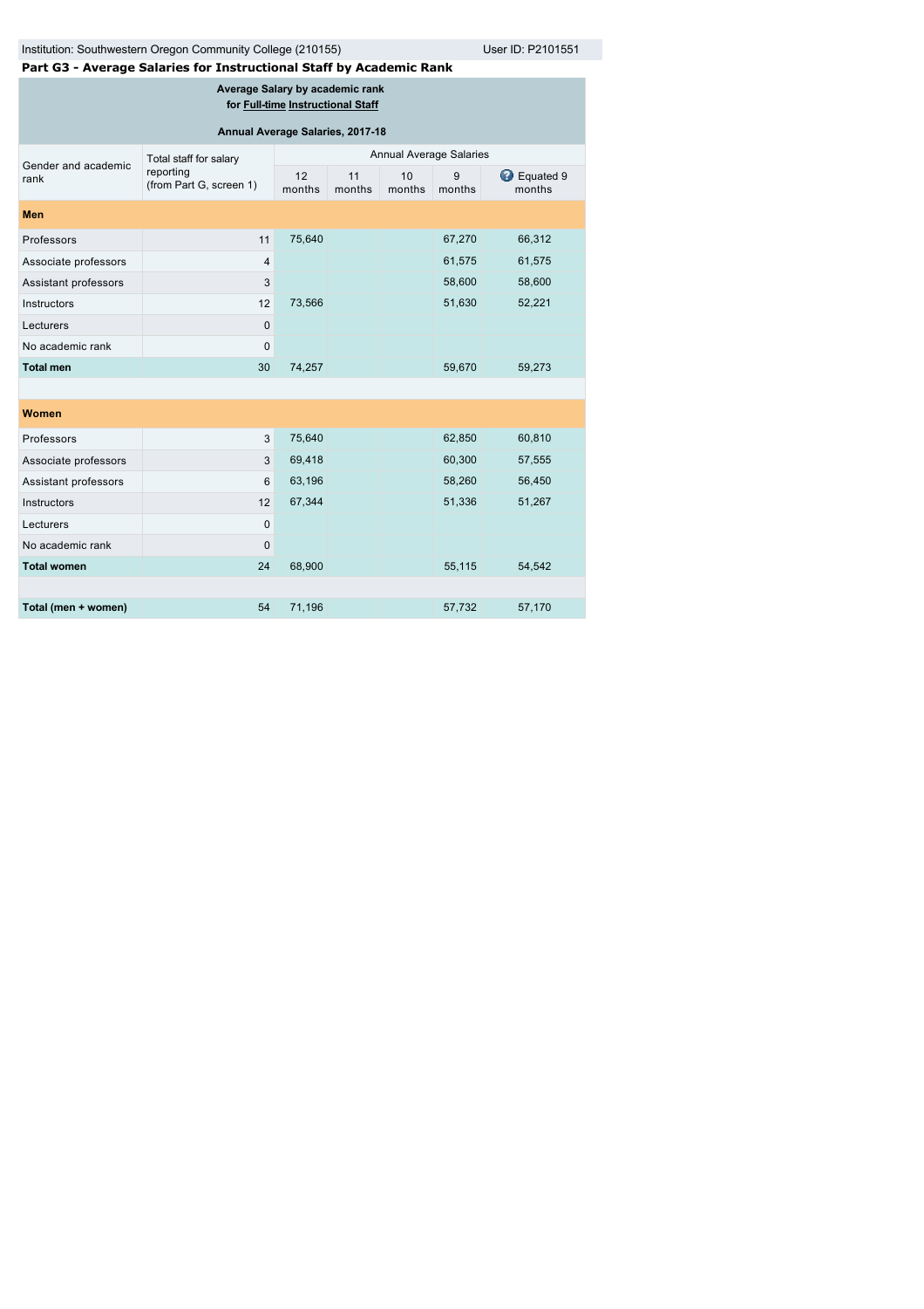Institution: Southwestern Oregon Community College (210155) User ID: P2101551

## Part G3 - Average Salaries for Instructional Staff by Academic Rank

**Average Salary by academic rank for Full-time Instructional Staff**

**Annual Average Salaries, 2017-18**

| Gender and academic rank | Total staff for salary reporting (from Part G, screen 1) | Annual Average Salaries | | | | |
|---|---|---|---|---|---|---|
| | | 12 months | 11 months | 10 months | 9 months | Equated 9 months |
| **Men** | | | | | | |
| Professors | 11 | 75,640 | | | 67,270 | 66,312 |
| Associate professors | 4 | | | | 61,575 | 61,575 |
| Assistant professors | 3 | | | | 58,600 | 58,600 |
| Instructors | 12 | 73,566 | | | 51,630 | 52,221 |
| Lecturers | 0 | | | | | |
| No academic rank | 0 | | | | | |
| **Total men** | 30 | 74,257 | | | 59,670 | 59,273 |
| **Women** | | | | | | |
| Professors | 3 | 75,640 | | | 62,850 | 60,810 |
| Associate professors | 3 | 69,418 | | | 60,300 | 57,555 |
| Assistant professors | 6 | 63,196 | | | 58,260 | 56,450 |
| Instructors | 12 | 67,344 | | | 51,336 | 51,267 |
| Lecturers | 0 | | | | | |
| No academic rank | 0 | | | | | |
| **Total women** | 24 | 68,900 | | | 55,115 | 54,542 |
| **Total (men + women)** | 54 | 71,196 | | | 57,732 | 57,170 |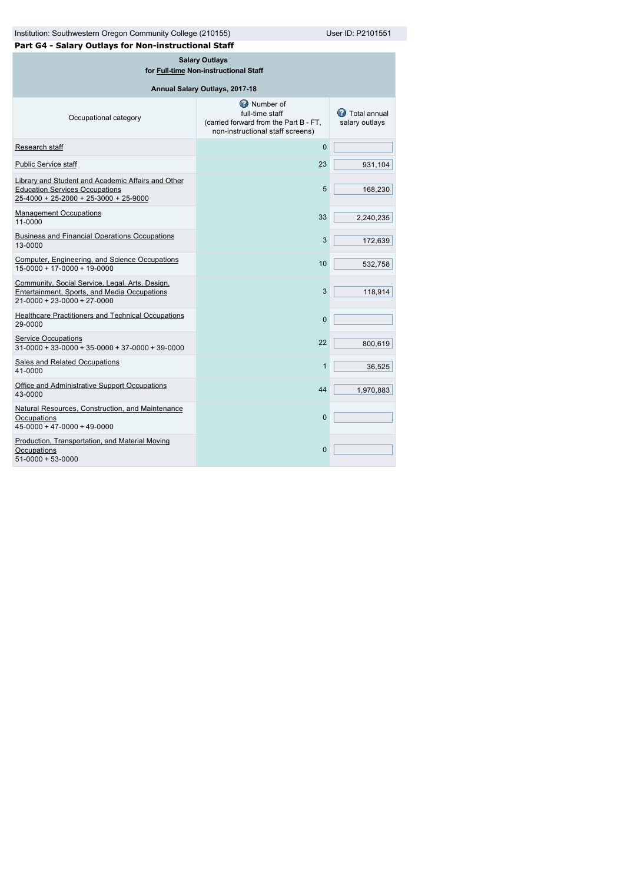Institution: Southwestern Oregon Community College (210155) User ID: P2101551

## Part G4 - Salary Outlays for Non-instructional Staff

**Salary Outlays for Full-time Non-instructional Staff**

**Annual Salary Outlays, 2017-18**

| Occupational category | Number of full-time staff (carried forward from the Part B - FT, non-instructional staff screens) | Total annual salary outlays |
|---|---|---|
| Research staff | 0 | |
| Public Service staff | 23 | 931,104 |
| Library and Student and Academic Affairs and Other Education Services Occupations 25-4000 + 25-2000 + 25-3000 + 25-9000 | 5 | 168,230 |
| Management Occupations 11-0000 | 33 | 2,240,235 |
| Business and Financial Operations Occupations 13-0000 | 3 | 172,639 |
| Computer, Engineering, and Science Occupations 15-0000 + 17-0000 + 19-0000 | 10 | 532,758 |
| Community, Social Service, Legal, Arts, Design, Entertainment, Sports, and Media Occupations 21-0000 + 23-0000 + 27-0000 | 3 | 118,914 |
| Healthcare Practitioners and Technical Occupations 29-0000 | 0 | |
| Service Occupations 31-0000 + 33-0000 + 35-0000 + 37-0000 + 39-0000 | 22 | 800,619 |
| Sales and Related Occupations 41-0000 | 1 | 36,525 |
| Office and Administrative Support Occupations 43-0000 | 44 | 1,970,883 |
| Natural Resources, Construction, and Maintenance Occupations 45-0000 + 47-0000 + 49-0000 | 0 | |
| Production, Transportation, and Material Moving Occupations 51-0000 + 53-0000 | 0 | |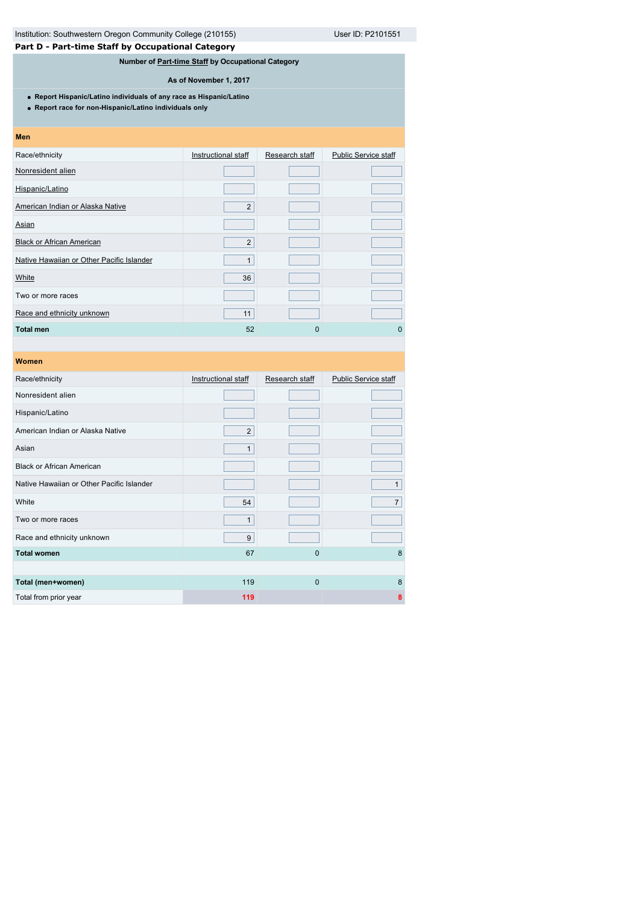Institution: Southwestern Oregon Community College (210155) User ID: P2101551

## Part D - Part-time Staff by Occupational Category

**Number of Part-time Staff by Occupational Category**

**As of November 1, 2017**

- **Report Hispanic/Latino individuals of any race as Hispanic/Latino**
- **Report race for non-Hispanic/Latino individuals only**

| Race/ethnicity | Instructional staff | Research staff | Public Service staff |
|---|---|---|---|
| **Men** | | | |
| Nonresident alien | | | |
| Hispanic/Latino | | | |
| American Indian or Alaska Native | 2 | | |
| Asian | | | |
| Black or African American | 2 | | |
| Native Hawaiian or Other Pacific Islander | 1 | | |
| White | 36 | | |
| Two or more races | | | |
| Race and ethnicity unknown | 11 | | |
| **Total men** | 52 | 0 | 0 |
| **Women** | | | |
| Nonresident alien | | | |
| Hispanic/Latino | | | |
| American Indian or Alaska Native | 2 | | |
| Asian | 1 | | |
| Black or African American | | | |
| Native Hawaiian or Other Pacific Islander | | | 1 |
| White | 54 | | 7 |
| Two or more races | 1 | | |
| Race and ethnicity unknown | 9 | | |
| **Total women** | 67 | 0 | 8 |
| **Total (men+women)** | 119 | 0 | 8 |
| Total from prior year | 119 | | 8 |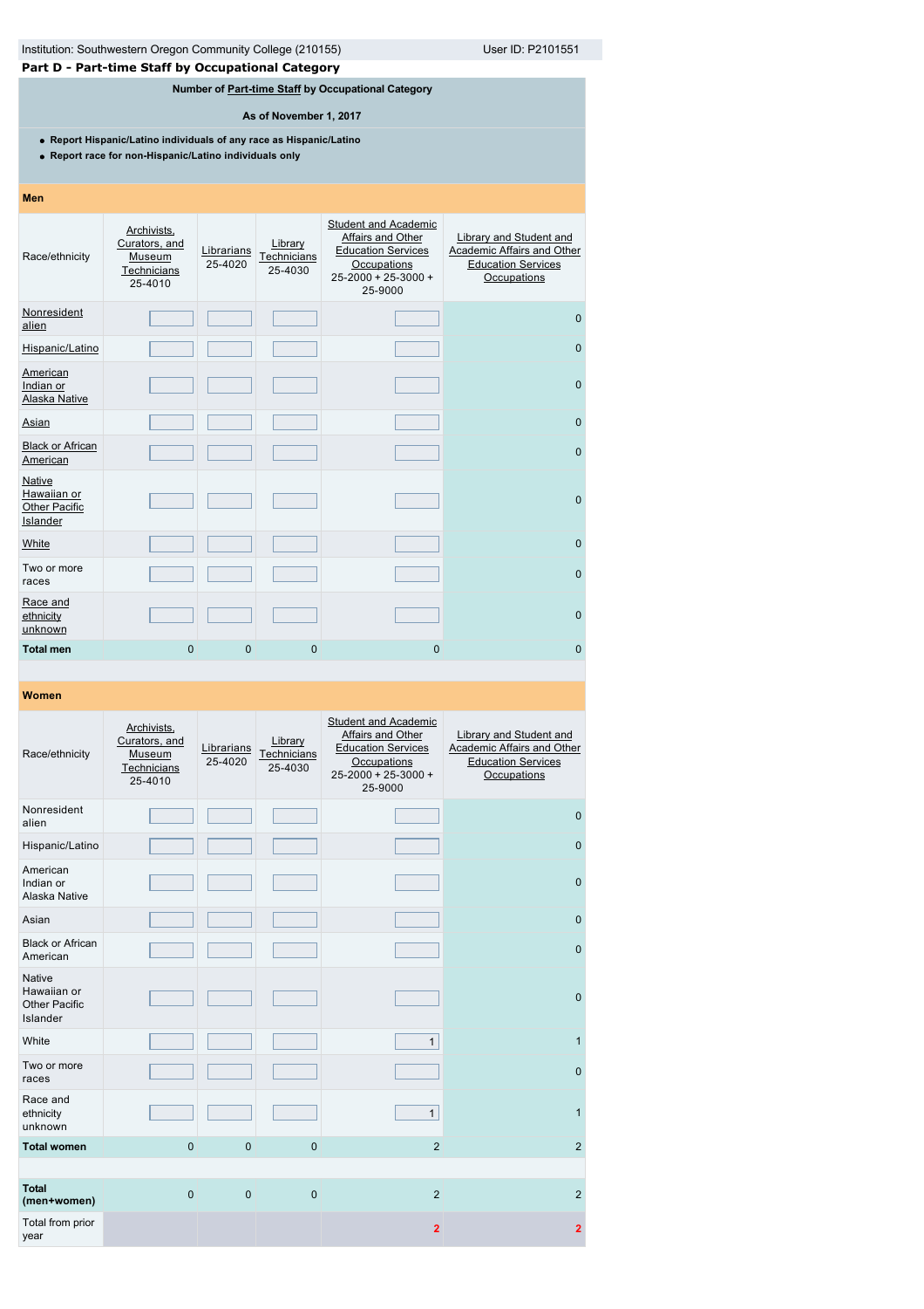Institution: Southwestern Oregon Community College (210155) User ID: P2101551

## Part D - Part-time Staff by Occupational Category

**Number of Part-time Staff by Occupational Category**

**As of November 1, 2017**

- **Report Hispanic/Latino individuals of any race as Hispanic/Latino**
- **Report race for non-Hispanic/Latino individuals only**

**Men**

| Race/ethnicity | Archivists, Curators, and Museum Technicians 25-4010 | Librarians 25-4020 | Library Technicians 25-4030 | Student and Academic Affairs and Other Education Services Occupations 25-2000 + 25-3000 + 25-9000 | Library and Student and Academic Affairs and Other Education Services Occupations |
|---|---|---|---|---|---|
| Nonresident alien | | | | | 0 |
| Hispanic/Latino | | | | | 0 |
| American Indian or Alaska Native | | | | | 0 |
| Asian | | | | | 0 |
| Black or African American | | | | | 0 |
| Native Hawaiian or Other Pacific Islander | | | | | 0 |
| White | | | | | 0 |
| Two or more races | | | | | 0 |
| Race and ethnicity unknown | | | | | 0 |
| **Total men** | 0 | 0 | 0 | 0 | 0 |

**Women**

| Race/ethnicity | Archivists, Curators, and Museum Technicians 25-4010 | Librarians 25-4020 | Library Technicians 25-4030 | Student and Academic Affairs and Other Education Services Occupations 25-2000 + 25-3000 + 25-9000 | Library and Student and Academic Affairs and Other Education Services Occupations |
|---|---|---|---|---|---|
| Nonresident alien | | | | | 0 |
| Hispanic/Latino | | | | | 0 |
| American Indian or Alaska Native | | | | | 0 |
| Asian | | | | | 0 |
| Black or African American | | | | | 0 |
| Native Hawaiian or Other Pacific Islander | | | | | 0 |
| White | | | | 1 | 1 |
| Two or more races | | | | | 0 |
| Race and ethnicity unknown | | | | 1 | 1 |
| **Total women** | 0 | 0 | 0 | 2 | 2 |
| **Total (men+women)** | 0 | 0 | 0 | 2 | 2 |
| Total from prior year | | | | 2 | 2 |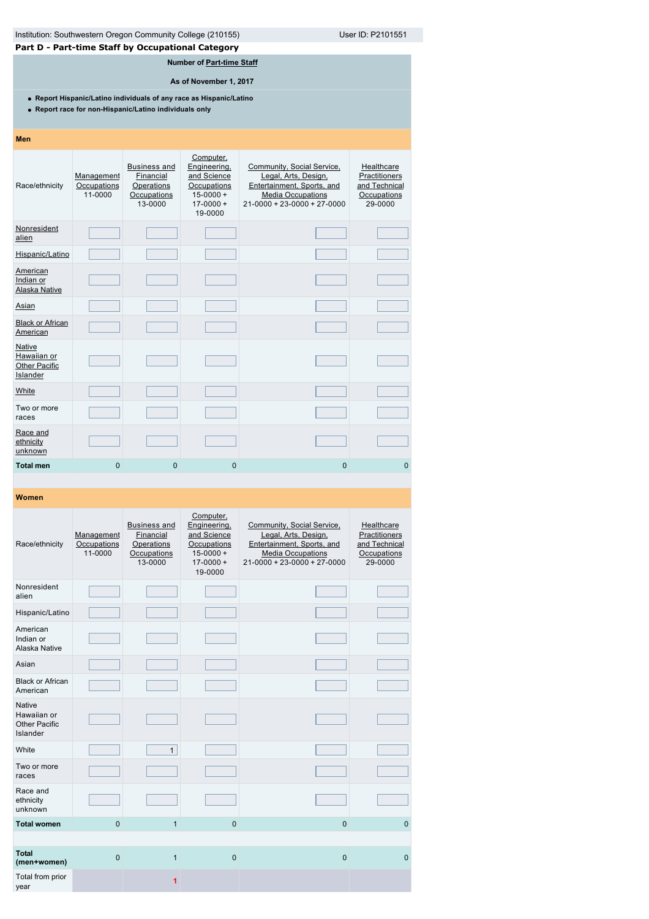Institution: Southwestern Oregon Community College (210155) User ID: P2101551

## Part D - Part-time Staff by Occupational Category

**Number of Part-time Staff**

**As of November 1, 2017**

- **Report Hispanic/Latino individuals of any race as Hispanic/Latino**
- **Report race for non-Hispanic/Latino individuals only**

**Men**

| Race/ethnicity | Management Occupations 11-0000 | Business and Financial Operations Occupations 13-0000 | Computer, Engineering, and Science Occupations 15-0000 + 17-0000 + 19-0000 | Community, Social Service, Legal, Arts, Design, Entertainment, Sports, and Media Occupations 21-0000 + 23-0000 + 27-0000 | Healthcare Practitioners and Technical Occupations 29-0000 |
|---|---|---|---|---|---|
| Nonresident alien | | | | | |
| Hispanic/Latino | | | | | |
| American Indian or Alaska Native | | | | | |
| Asian | | | | | |
| Black or African American | | | | | |
| Native Hawaiian or Other Pacific Islander | | | | | |
| White | | | | | |
| Two or more races | | | | | |
| Race and ethnicity unknown | | | | | |
| **Total men** | 0 | 0 | 0 | 0 | 0 |

**Women**

| Race/ethnicity | Management Occupations 11-0000 | Business and Financial Operations Occupations 13-0000 | Computer, Engineering, and Science Occupations 15-0000 + 17-0000 + 19-0000 | Community, Social Service, Legal, Arts, Design, Entertainment, Sports, and Media Occupations 21-0000 + 23-0000 + 27-0000 | Healthcare Practitioners and Technical Occupations 29-0000 |
|---|---|---|---|---|---|
| Nonresident alien | | | | | |
| Hispanic/Latino | | | | | |
| American Indian or Alaska Native | | | | | |
| Asian | | | | | |
| Black or African American | | | | | |
| Native Hawaiian or Other Pacific Islander | | | | | |
| White | | 1 | | | |
| Two or more races | | | | | |
| Race and ethnicity unknown | | | | | |
| **Total women** | 0 | 1 | 0 | 0 | 0 |
| **Total (men+women)** | 0 | 1 | 0 | 0 | 0 |
| Total from prior year | | 1 | | | |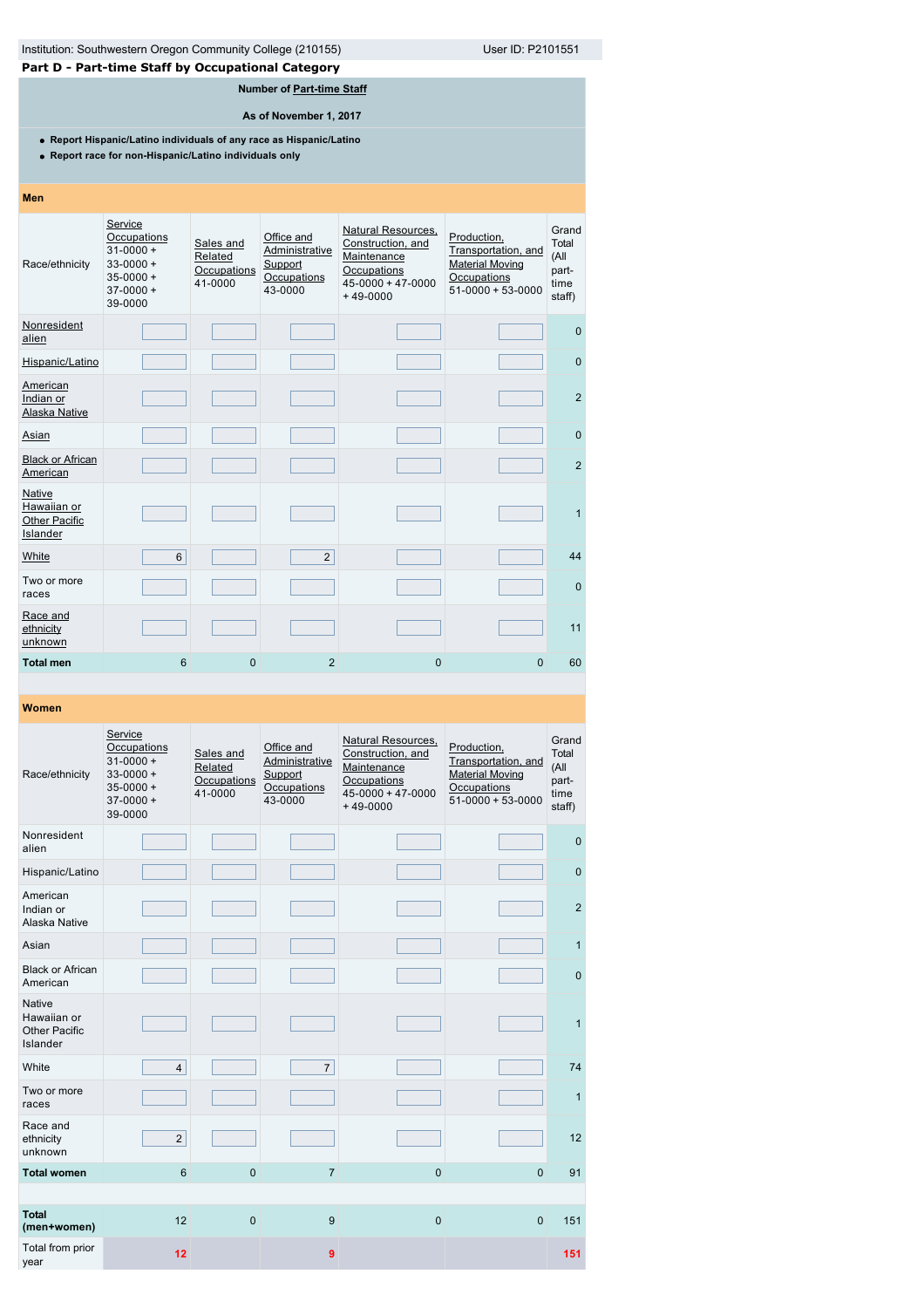Institution: Southwestern Oregon Community College (210155) User ID: P2101551

## Part D - Part-time Staff by Occupational Category

**Number of Part-time Staff**

**As of November 1, 2017**

- **Report Hispanic/Latino individuals of any race as Hispanic/Latino**
- **Report race for non-Hispanic/Latino individuals only**

**Men**

| Race/ethnicity | Service Occupations 31-0000 + 33-0000 + 35-0000 + 37-0000 + 39-0000 | Sales and Related Occupations 41-0000 | Office and Administrative Support Occupations 43-0000 | Natural Resources, Construction, and Maintenance Occupations 45-0000 + 47-0000 + 49-0000 | Production, Transportation, and Material Moving Occupations 51-0000 + 53-0000 | Grand Total (All part-time staff) |
|---|---|---|---|---|---|---|
| Nonresident alien | | | | | | 0 |
| Hispanic/Latino | | | | | | 0 |
| American Indian or Alaska Native | | | | | | 2 |
| Asian | | | | | | 0 |
| Black or African American | | | | | | 2 |
| Native Hawaiian or Other Pacific Islander | | | | | | 1 |
| White | 6 | | 2 | | | 44 |
| Two or more races | | | | | | 0 |
| Race and ethnicity unknown | | | | | | 11 |
| **Total men** | 6 | 0 | 2 | 0 | 0 | 60 |

**Women**

| Race/ethnicity | Service Occupations 31-0000 + 33-0000 + 35-0000 + 37-0000 + 39-0000 | Sales and Related Occupations 41-0000 | Office and Administrative Support Occupations 43-0000 | Natural Resources, Construction, and Maintenance Occupations 45-0000 + 47-0000 + 49-0000 | Production, Transportation, and Material Moving Occupations 51-0000 + 53-0000 | Grand Total (All part-time staff) |
|---|---|---|---|---|---|---|
| Nonresident alien | | | | | | 0 |
| Hispanic/Latino | | | | | | 0 |
| American Indian or Alaska Native | | | | | | 2 |
| Asian | | | | | | 1 |
| Black or African American | | | | | | 0 |
| Native Hawaiian or Other Pacific Islander | | | | | | 1 |
| White | 4 | | 7 | | | 74 |
| Two or more races | | | | | | 1 |
| Race and ethnicity unknown | 2 | | | | | 12 |
| **Total women** | 6 | 0 | 7 | 0 | 0 | 91 |
| **Total (men+women)** | 12 | 0 | 9 | 0 | 0 | 151 |
| Total from prior year | 12 | | 9 | | | 151 |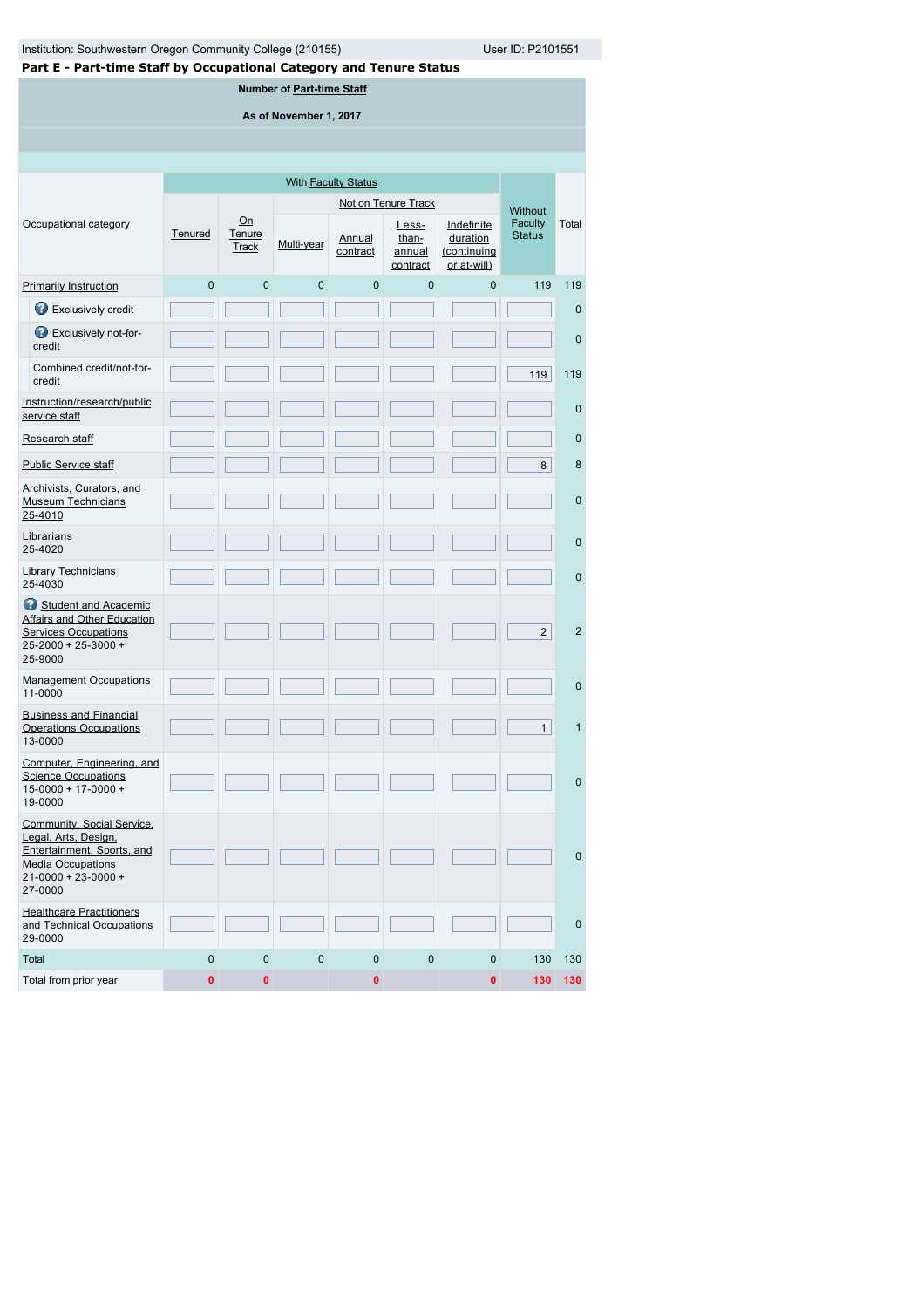Institution: Southwestern Oregon Community College (210155)

User ID: P2101551

## Part E - Part-time Staff by Occupational Category and Tenure Status

**Number of Part-time Staff**

**As of November 1, 2017**

| Occupational category | With Faculty Status | | | | | | Without Faculty Status | Total |
|---|---|---|---|---|---|---|---|---|
| | Tenured | On Tenure Track | Not on Tenure Track | | | | | |
| | | | Multi-year | Annual contract | Less-than-annual contract | Indefinite duration (continuing or at-will) | | |
| Primarily Instruction | 0 | 0 | 0 | 0 | 0 | 0 | 119 | 119 |
| Exclusively credit | | | | | | | | 0 |
| Exclusively not-for-credit | | | | | | | | 0 |
| Combined credit/not-for-credit | | | | | | | 119 | 119 |
| Instruction/research/public service staff | | | | | | | | 0 |
| Research staff | | | | | | | | 0 |
| Public Service staff | | | | | | | 8 | 8 |
| Archivists, Curators, and Museum Technicians 25-4010 | | | | | | | | 0 |
| Librarians 25-4020 | | | | | | | | 0 |
| Library Technicians 25-4030 | | | | | | | | 0 |
| Student and Academic Affairs and Other Education Services Occupations 25-2000 + 25-3000 + 25-9000 | | | | | | | 2 | 2 |
| Management Occupations 11-0000 | | | | | | | | 0 |
| Business and Financial Operations Occupations 13-0000 | | | | | | | 1 | 1 |
| Computer, Engineering, and Science Occupations 15-0000 + 17-0000 + 19-0000 | | | | | | | | 0 |
| Community, Social Service, Legal, Arts, Design, Entertainment, Sports, and Media Occupations 21-0000 + 23-0000 + 27-0000 | | | | | | | | 0 |
| Healthcare Practitioners and Technical Occupations 29-0000 | | | | | | | | 0 |
| Total | 0 | 0 | 0 | 0 | 0 | 0 | 130 | 130 |
| Total from prior year | 0 | 0 | | 0 | | 0 | 130 | 130 |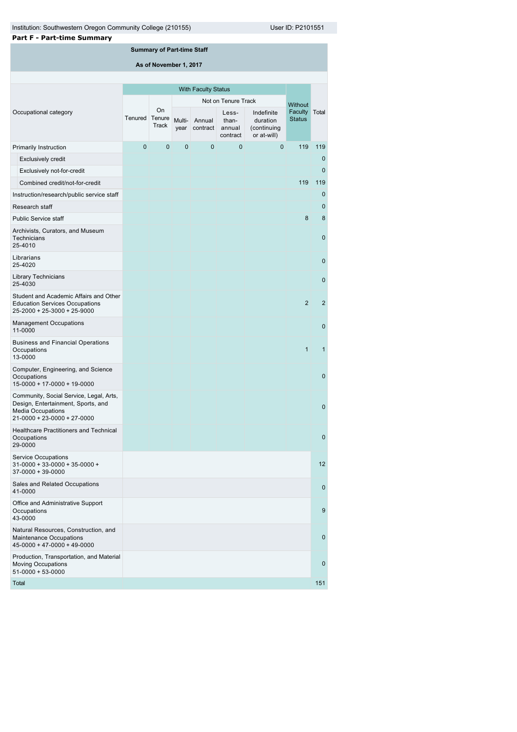Institution: Southwestern Oregon Community College (210155) User ID: P2101551

**Part F - Part-time Summary**

**Summary of Part-time Staff**

**As of November 1, 2017**

| Occupational category | With Faculty Status | | | | | | Without Faculty Status | Total |
|---|---|---|---|---|---|---|---|---|
| | Tenured | On Tenure Track | Not on Tenure Track | | | | | |
| | | | Multi-year | Annual contract | Less-than-annual contract | Indefinite duration (continuing or at-will) | | |
| Primarily Instruction | 0 | 0 | 0 | 0 | 0 | 0 | 119 | 119 |
| Exclusively credit | | | | | | | | 0 |
| Exclusively not-for-credit | | | | | | | | 0 |
| Combined credit/not-for-credit | | | | | | | 119 | 119 |
| Instruction/research/public service staff | | | | | | | | 0 |
| Research staff | | | | | | | | 0 |
| Public Service staff | | | | | | | 8 | 8 |
| Archivists, Curators, and Museum Technicians 25-4010 | | | | | | | | 0 |
| Librarians 25-4020 | | | | | | | | 0 |
| Library Technicians 25-4030 | | | | | | | | 0 |
| Student and Academic Affairs and Other Education Services Occupations 25-2000 + 25-3000 + 25-9000 | | | | | | | 2 | 2 |
| Management Occupations 11-0000 | | | | | | | | 0 |
| Business and Financial Operations Occupations 13-0000 | | | | | | | 1 | 1 |
| Computer, Engineering, and Science Occupations 15-0000 + 17-0000 + 19-0000 | | | | | | | | 0 |
| Community, Social Service, Legal, Arts, Design, Entertainment, Sports, and Media Occupations 21-0000 + 23-0000 + 27-0000 | | | | | | | | 0 |
| Healthcare Practitioners and Technical Occupations 29-0000 | | | | | | | | 0 |
| Service Occupations 31-0000 + 33-0000 + 35-0000 + 37-0000 + 39-0000 | | | | | | | | 12 |
| Sales and Related Occupations 41-0000 | | | | | | | | 0 |
| Office and Administrative Support Occupations 43-0000 | | | | | | | | 9 |
| Natural Resources, Construction, and Maintenance Occupations 45-0000 + 47-0000 + 49-0000 | | | | | | | | 0 |
| Production, Transportation, and Material Moving Occupations 51-0000 + 53-0000 | | | | | | | | 0 |
| Total | | | | | | | | 151 |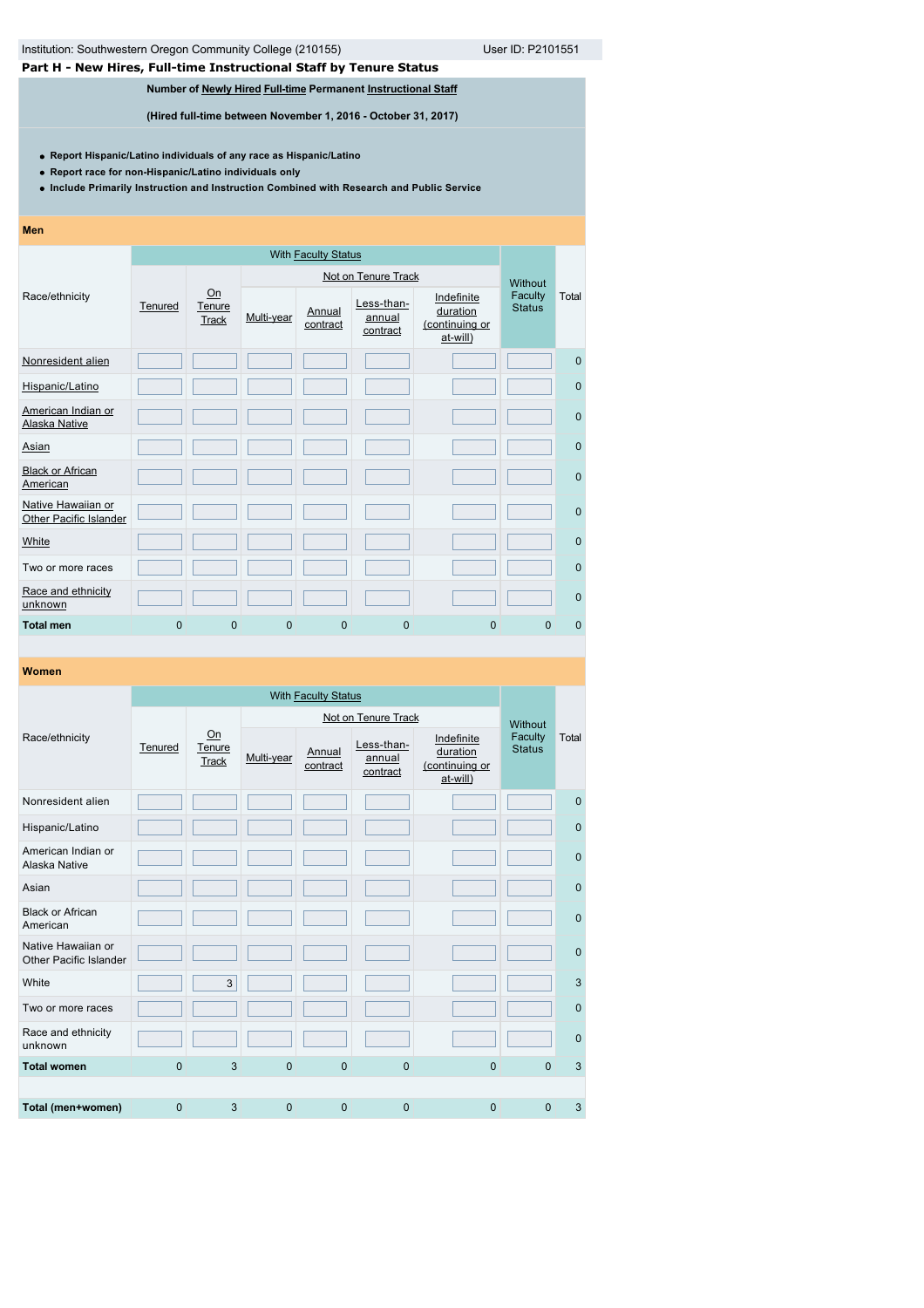Institution: Southwestern Oregon Community College (210155) User ID: P2101551

## Part H - New Hires, Full-time Instructional Staff by Tenure Status

**Number of Newly Hired Full-time Permanent Instructional Staff**

**(Hired full-time between November 1, 2016 - October 31, 2017)**

- **Report Hispanic/Latino individuals of any race as Hispanic/Latino**
- **Report race for non-Hispanic/Latino individuals only**
- **Include Primarily Instruction and Instruction Combined with Research and Public Service**

### Men

| Race/ethnicity | With Faculty Status | | | | | | Without Faculty Status | Total |
|---|---|---|---|---|---|---|---|---|
| | Tenured | On Tenure Track | Not on Tenure Track | | | | | |
| | | | Multi-year | Annual contract | Less-than-annual contract | Indefinite duration (continuing or at-will) | | |
| Nonresident alien | | | | | | | | 0 |
| Hispanic/Latino | | | | | | | | 0 |
| American Indian or Alaska Native | | | | | | | | 0 |
| Asian | | | | | | | | 0 |
| Black or African American | | | | | | | | 0 |
| Native Hawaiian or Other Pacific Islander | | | | | | | | 0 |
| White | | | | | | | | 0 |
| Two or more races | | | | | | | | 0 |
| Race and ethnicity unknown | | | | | | | | 0 |
| **Total men** | 0 | 0 | 0 | 0 | 0 | 0 | 0 | 0 |

### Women

| Race/ethnicity | With Faculty Status | | | | | | Without Faculty Status | Total |
|---|---|---|---|---|---|---|---|---|
| | Tenured | On Tenure Track | Not on Tenure Track | | | | | |
| | | | Multi-year | Annual contract | Less-than-annual contract | Indefinite duration (continuing or at-will) | | |
| Nonresident alien | | | | | | | | 0 |
| Hispanic/Latino | | | | | | | | 0 |
| American Indian or Alaska Native | | | | | | | | 0 |
| Asian | | | | | | | | 0 |
| Black or African American | | | | | | | | 0 |
| Native Hawaiian or Other Pacific Islander | | | | | | | | 0 |
| White | | 3 | | | | | | 3 |
| Two or more races | | | | | | | | 0 |
| Race and ethnicity unknown | | | | | | | | 0 |
| **Total women** | 0 | 3 | 0 | 0 | 0 | 0 | 0 | 3 |
| **Total (men+women)** | 0 | 3 | 0 | 0 | 0 | 0 | 0 | 3 |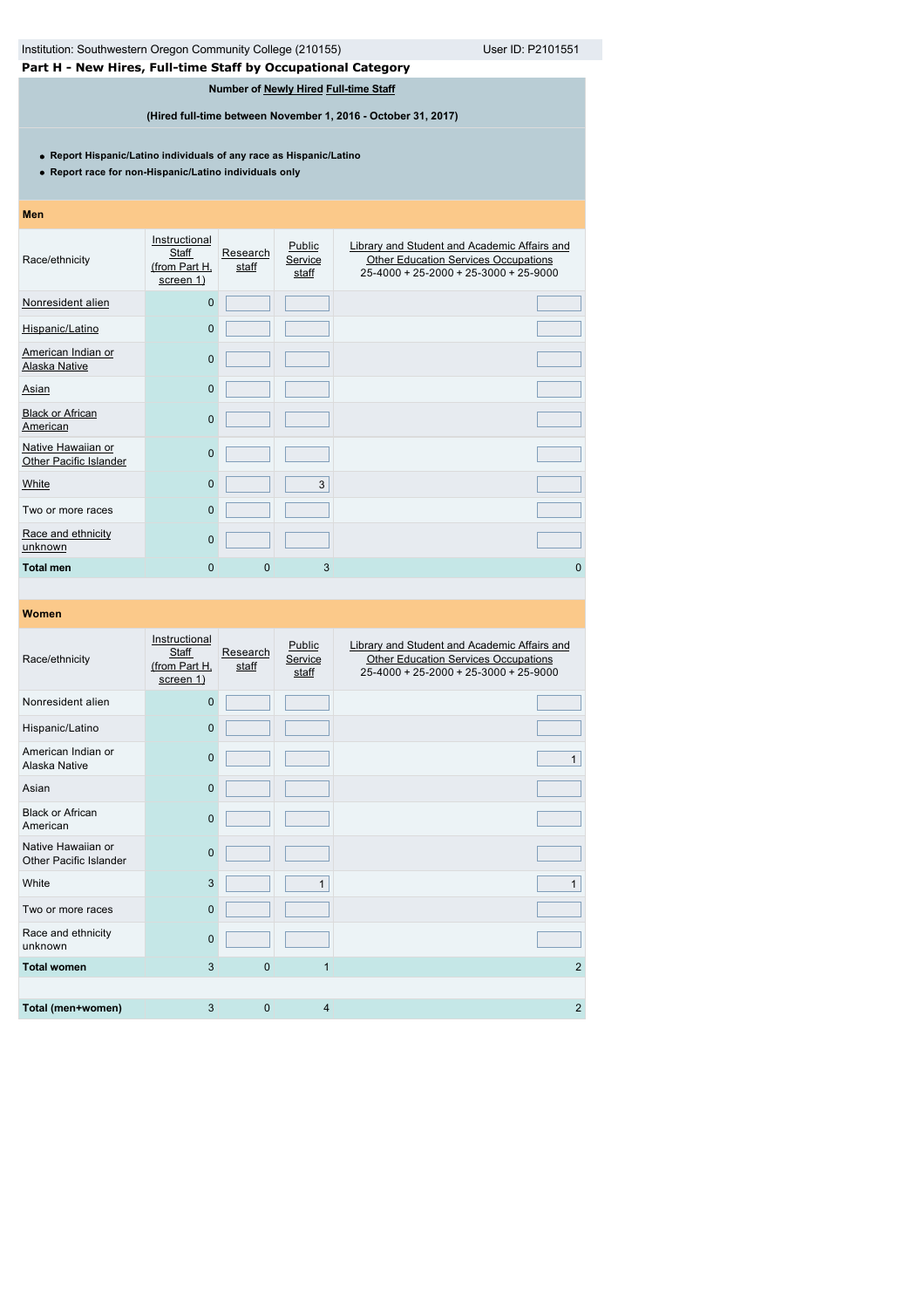Institution: Southwestern Oregon Community College (210155) User ID: P2101551

## Part H - New Hires, Full-time Staff by Occupational Category

**Number of Newly Hired Full-time Staff**

**(Hired full-time between November 1, 2016 - October 31, 2017)**

- **Report Hispanic/Latino individuals of any race as Hispanic/Latino**
- **Report race for non-Hispanic/Latino individuals only**

**Men**

| Race/ethnicity | Instructional Staff (from Part H, screen 1) | Research staff | Public Service staff | Library and Student and Academic Affairs and Other Education Services Occupations 25-4000 + 25-2000 + 25-3000 + 25-9000 |
|---|---|---|---|---|
| Nonresident alien | 0 | | | |
| Hispanic/Latino | 0 | | | |
| American Indian or Alaska Native | 0 | | | |
| Asian | 0 | | | |
| Black or African American | 0 | | | |
| Native Hawaiian or Other Pacific Islander | 0 | | | |
| White | 0 | | 3 | |
| Two or more races | 0 | | | |
| Race and ethnicity unknown | 0 | | | |
| **Total men** | 0 | 0 | 3 | 0 |

**Women**

| Race/ethnicity | Instructional Staff (from Part H, screen 1) | Research staff | Public Service staff | Library and Student and Academic Affairs and Other Education Services Occupations 25-4000 + 25-2000 + 25-3000 + 25-9000 |
|---|---|---|---|---|
| Nonresident alien | 0 | | | |
| Hispanic/Latino | 0 | | | |
| American Indian or Alaska Native | 0 | | | 1 |
| Asian | 0 | | | |
| Black or African American | 0 | | | |
| Native Hawaiian or Other Pacific Islander | 0 | | | |
| White | 3 | | 1 | 1 |
| Two or more races | 0 | | | |
| Race and ethnicity unknown | 0 | | | |
| **Total women** | 3 | 0 | 1 | 2 |
| | | | | |
| **Total (men+women)** | 3 | 0 | 4 | 2 |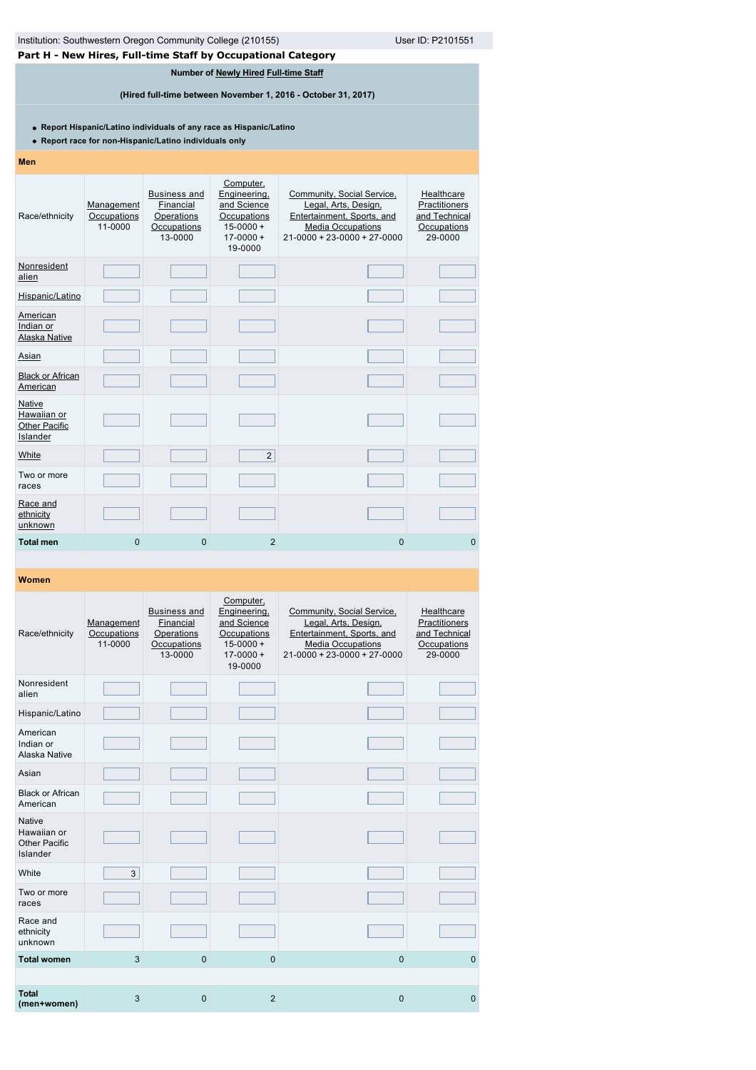Institution: Southwestern Oregon Community College (210155) User ID: P2101551

## Part H - New Hires, Full-time Staff by Occupational Category

**Number of Newly Hired Full-time Staff**

**(Hired full-time between November 1, 2016 - October 31, 2017)**

- **Report Hispanic/Latino individuals of any race as Hispanic/Latino**
- **Report race for non-Hispanic/Latino individuals only**

**Men**

| Race/ethnicity | Management Occupations 11-0000 | Business and Financial Operations Occupations 13-0000 | Computer, Engineering, and Science Occupations 15-0000 + 17-0000 + 19-0000 | Community, Social Service, Legal, Arts, Design, Entertainment, Sports, and Media Occupations 21-0000 + 23-0000 + 27-0000 | Healthcare Practitioners and Technical Occupations 29-0000 |
|---|---|---|---|---|---|
| Nonresident alien | | | | | |
| Hispanic/Latino | | | | | |
| American Indian or Alaska Native | | | | | |
| Asian | | | | | |
| Black or African American | | | | | |
| Native Hawaiian or Other Pacific Islander | | | | | |
| White | | | 2 | | |
| Two or more races | | | | | |
| Race and ethnicity unknown | | | | | |
| **Total men** | 0 | 0 | 2 | 0 | 0 |

**Women**

| Race/ethnicity | Management Occupations 11-0000 | Business and Financial Operations Occupations 13-0000 | Computer, Engineering, and Science Occupations 15-0000 + 17-0000 + 19-0000 | Community, Social Service, Legal, Arts, Design, Entertainment, Sports, and Media Occupations 21-0000 + 23-0000 + 27-0000 | Healthcare Practitioners and Technical Occupations 29-0000 |
|---|---|---|---|---|---|
| Nonresident alien | | | | | |
| Hispanic/Latino | | | | | |
| American Indian or Alaska Native | | | | | |
| Asian | | | | | |
| Black or African American | | | | | |
| Native Hawaiian or Other Pacific Islander | | | | | |
| White | 3 | | | | |
| Two or more races | | | | | |
| Race and ethnicity unknown | | | | | |
| **Total women** | 3 | 0 | 0 | 0 | 0 |
| **Total (men+women)** | 3 | 0 | 2 | 0 | 0 |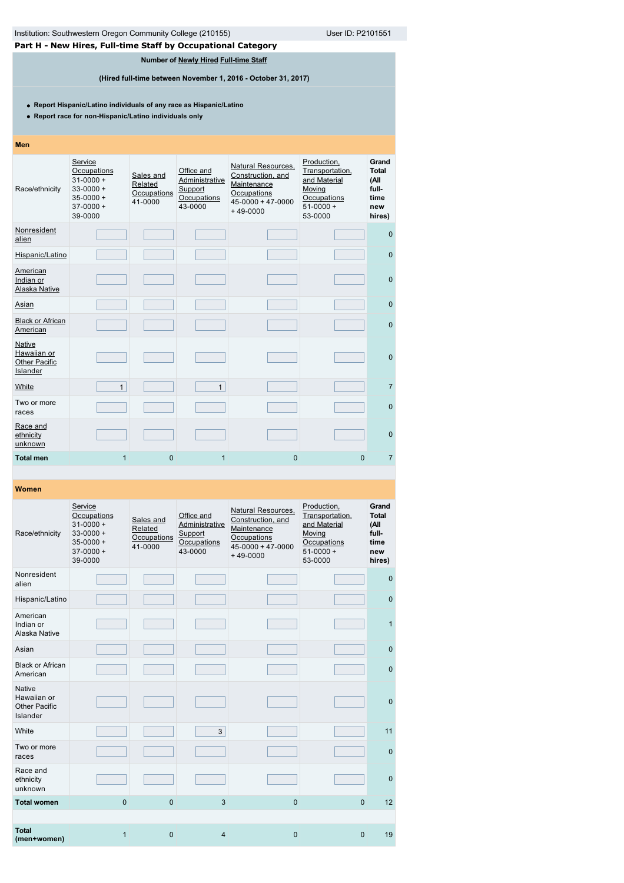Institution: Southwestern Oregon Community College (210155) User ID: P2101551

## Part H - New Hires, Full-time Staff by Occupational Category

**Number of Newly Hired Full-time Staff**

**(Hired full-time between November 1, 2016 - October 31, 2017)**

- **Report Hispanic/Latino individuals of any race as Hispanic/Latino**
- **Report race for non-Hispanic/Latino individuals only**

### Men

| Race/ethnicity | Service Occupations 31-0000 + 33-0000 + 35-0000 + 37-0000 + 39-0000 | Sales and Related Occupations 41-0000 | Office and Administrative Support Occupations 43-0000 | Natural Resources, Construction, and Maintenance Occupations 45-0000 + 47-0000 + 49-0000 | Production, Transportation, and Material Moving Occupations 51-0000 + 53-0000 | Grand Total (All full-time new hires) |
|---|---|---|---|---|---|---|
| Nonresident alien | | | | | | 0 |
| Hispanic/Latino | | | | | | 0 |
| American Indian or Alaska Native | | | | | | 0 |
| Asian | | | | | | 0 |
| Black or African American | | | | | | 0 |
| Native Hawaiian or Other Pacific Islander | | | | | | 0 |
| White | 1 | | 1 | | | 7 |
| Two or more races | | | | | | 0 |
| Race and ethnicity unknown | | | | | | 0 |
| **Total men** | 1 | 0 | 1 | 0 | 0 | 7 |

### Women

| Race/ethnicity | Service Occupations 31-0000 + 33-0000 + 35-0000 + 37-0000 + 39-0000 | Sales and Related Occupations 41-0000 | Office and Administrative Support Occupations 43-0000 | Natural Resources, Construction, and Maintenance Occupations 45-0000 + 47-0000 + 49-0000 | Production, Transportation, and Material Moving Occupations 51-0000 + 53-0000 | Grand Total (All full-time new hires) |
|---|---|---|---|---|---|---|
| Nonresident alien | | | | | | 0 |
| Hispanic/Latino | | | | | | 0 |
| American Indian or Alaska Native | | | | | | 1 |
| Asian | | | | | | 0 |
| Black or African American | | | | | | 0 |
| Native Hawaiian or Other Pacific Islander | | | | | | 0 |
| White | | | 3 | | | 11 |
| Two or more races | | | | | | 0 |
| Race and ethnicity unknown | | | | | | 0 |
| **Total women** | 0 | 0 | 3 | 0 | 0 | 12 |
| **Total (men+women)** | 1 | 0 | 4 | 0 | 0 | 19 |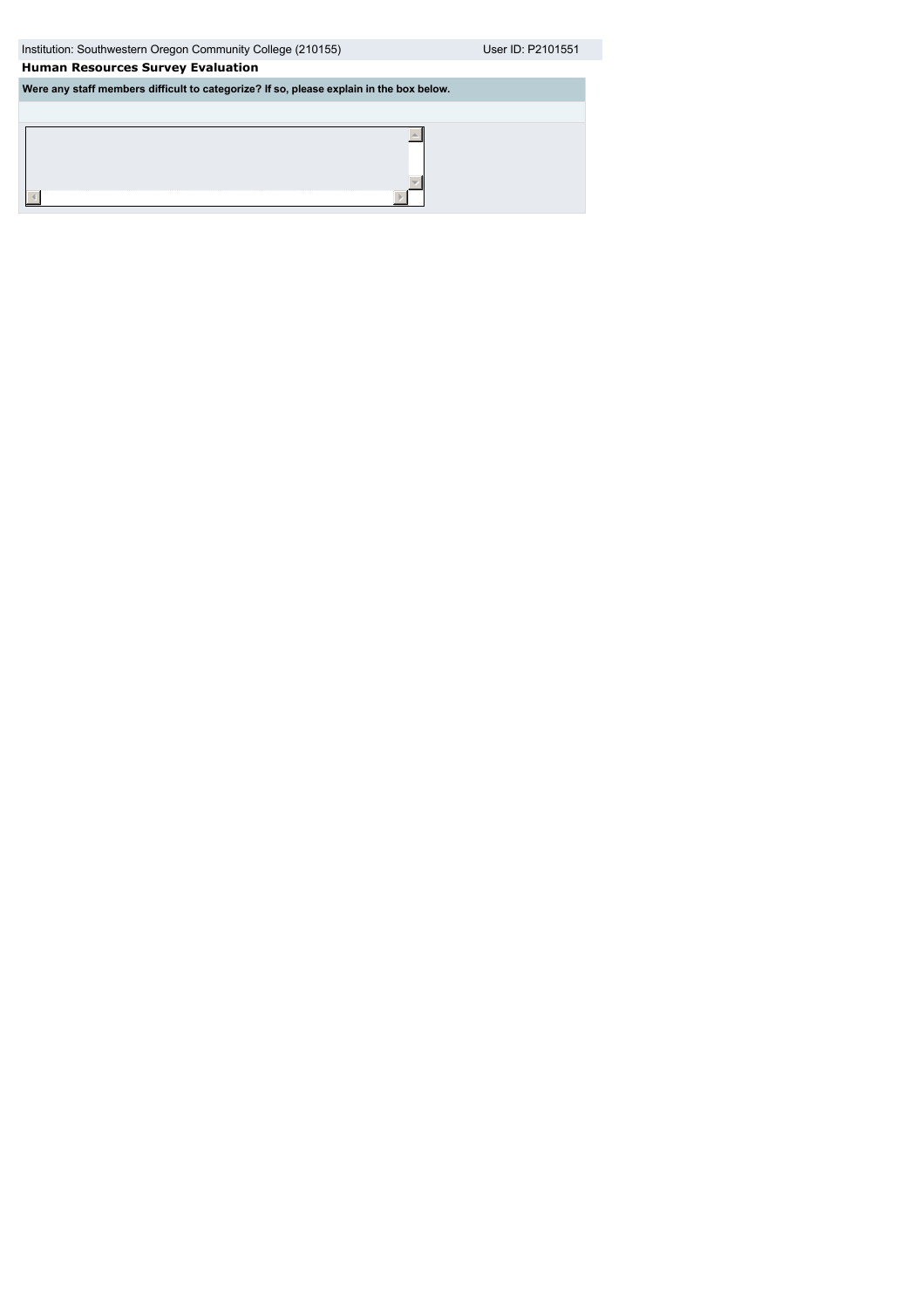Institution: Southwestern Oregon Community College (210155) User ID: P2101551

**Human Resources Survey Evaluation**

**Were any staff members difficult to categorize? If so, please explain in the box below.**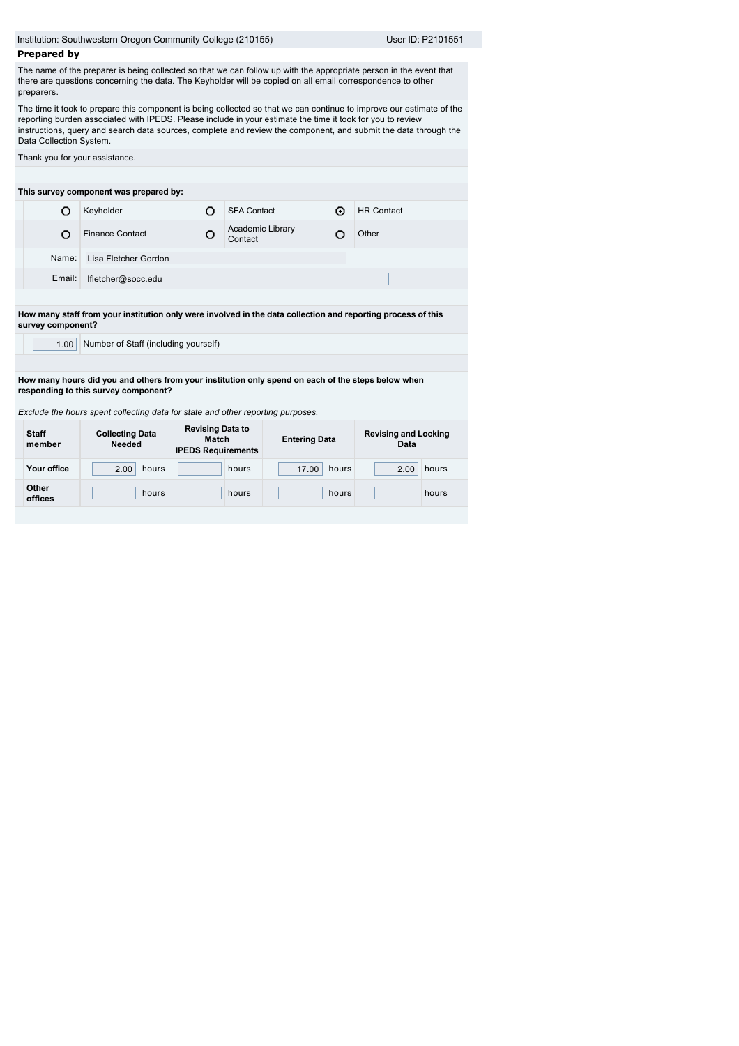Institution: Southwestern Oregon Community College (210155) User ID: P2101551

## Prepared by

The name of the preparer is being collected so that we can follow up with the appropriate person in the event that there are questions concerning the data. The Keyholder will be copied on all email correspondence to other preparers.

The time it took to prepare this component is being collected so that we can continue to improve our estimate of the reporting burden associated with IPEDS. Please include in your estimate the time it took for you to review instructions, query and search data sources, complete and review the component, and submit the data through the Data Collection System.

Thank you for your assistance.

**This survey component was prepared by:**

| | | | | | |
|---|---|---|---|---|---|
| ○ | Keyholder | ○ | SFA Contact | ⊙ | HR Contact |
| ○ | Finance Contact | ○ | Academic Library Contact | ○ | Other |

Name: Lisa Fletcher Gordon

Email: lfletcher@socc.edu

**How many staff from your institution only were involved in the data collection and reporting process of this survey component?**

1.00 Number of Staff (including yourself)

**How many hours did you and others from your institution only spend on each of the steps below when responding to this survey component?**

*Exclude the hours spent collecting data for state and other reporting purposes.*

| Staff member | Collecting Data Needed | Revising Data to Match IPEDS Requirements | Entering Data | Revising and Locking Data |
|---|---|---|---|---|
| Your office | 2.00 hours | hours | 17.00 hours | 2.00 hours |
| Other offices | hours | hours | hours | hours |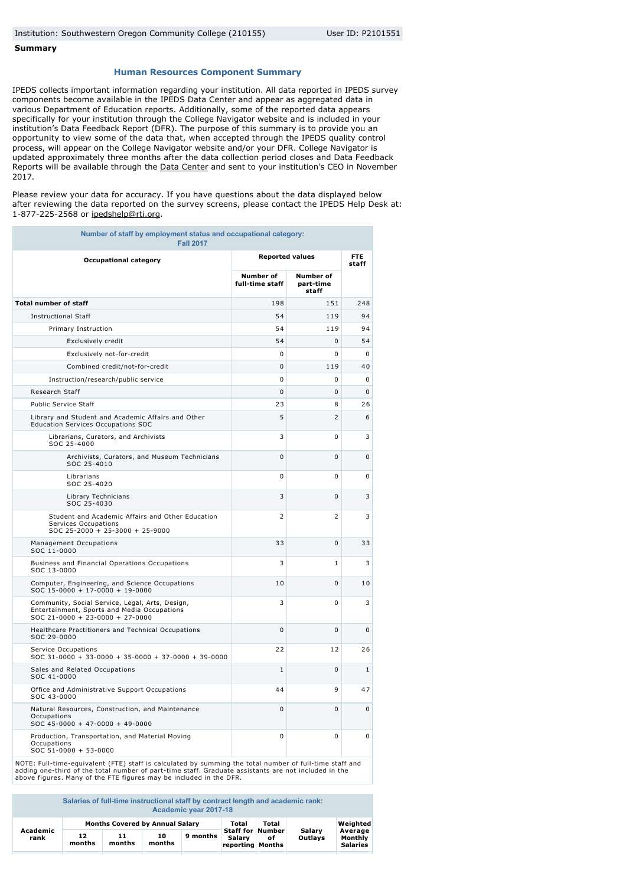Institution: Southwestern Oregon Community College (210155) User ID: P2101551

**Summary**

### Human Resources Component Summary

IPEDS collects important information regarding your institution. All data reported in IPEDS survey components become available in the IPEDS Data Center and appear as aggregated data in various Department of Education reports. Additionally, some of the reported data appears specifically for your institution through the College Navigator website and is included in your institution's Data Feedback Report (DFR). The purpose of this summary is to provide you an opportunity to view some of the data that, when accepted through the IPEDS quality control process, will appear on the College Navigator website and/or your DFR. College Navigator is updated approximately three months after the data collection period closes and Data Feedback Reports will be available through the Data Center and sent to your institution's CEO in November 2017.

Please review your data for accuracy. If you have questions about the data displayed below after reviewing the data reported on the survey screens, please contact the IPEDS Help Desk at: 1-877-225-2568 or ipedshelp@rti.org.

**Number of staff by employment status and occupational category: Fall 2017**

| Occupational category | Reported values | | FTE staff |
|---|---|---|---|
| | Number of full-time staff | Number of part-time staff | |
| **Total number of staff** | 198 | 151 | 248 |
| Instructional Staff | 54 | 119 | 94 |
| Primary Instruction | 54 | 119 | 94 |
| Exclusively credit | 54 | 0 | 54 |
| Exclusively not-for-credit | 0 | 0 | 0 |
| Combined credit/not-for-credit | 0 | 119 | 40 |
| Instruction/research/public service | 0 | 0 | 0 |
| Research Staff | 0 | 0 | 0 |
| Public Service Staff | 23 | 8 | 26 |
| Library and Student and Academic Affairs and Other Education Services Occupations SOC | 5 | 2 | 6 |
| Librarians, Curators, and Archivists SOC 25-4000 | 3 | 0 | 3 |
| Archivists, Curators, and Museum Technicians SOC 25-4010 | 0 | 0 | 0 |
| Librarians SOC 25-4020 | 0 | 0 | 0 |
| Library Technicians SOC 25-4030 | 3 | 0 | 3 |
| Student and Academic Affairs and Other Education Services Occupations SOC 25-2000 + 25-3000 + 25-9000 | 2 | 2 | 3 |
| Management Occupations SOC 11-0000 | 33 | 0 | 33 |
| Business and Financial Operations Occupations SOC 13-0000 | 3 | 1 | 3 |
| Computer, Engineering, and Science Occupations SOC 15-0000 + 17-0000 + 19-0000 | 10 | 0 | 10 |
| Community, Social Service, Legal, Arts, Design, Entertainment, Sports and Media Occupations SOC 21-0000 + 23-0000 + 27-0000 | 3 | 0 | 3 |
| Healthcare Practitioners and Technical Occupations SOC 29-0000 | 0 | 0 | 0 |
| Service Occupations SOC 31-0000 + 33-0000 + 35-0000 + 37-0000 + 39-0000 | 22 | 12 | 26 |
| Sales and Related Occupations SOC 41-0000 | 1 | 0 | 1 |
| Office and Administrative Support Occupations SOC 43-0000 | 44 | 9 | 47 |
| Natural Resources, Construction, and Maintenance Occupations SOC 45-0000 + 47-0000 + 49-0000 | 0 | 0 | 0 |
| Production, Transportation, and Material Moving Occupations SOC 51-0000 + 53-0000 | 0 | 0 | 0 |

NOTE: Full-time-equivalent (FTE) staff is calculated by summing the total number of full-time staff and adding one-third of the total number of part-time staff. Graduate assistants are not included in the above figures. Many of the FTE figures may be included in the DFR.

**Salaries of full-time instructional staff by contract length and academic rank: Academic year 2017-18**

| Academic rank | Months Covered by Annual Salary | | | | Total Staff for Salary reporting | Total Number of Months | Salary Outlays | Weighted Average Monthly Salaries |
|---|---|---|---|---|---|---|---|---|
| | 12 months | 11 months | 10 months | 9 months | | | | |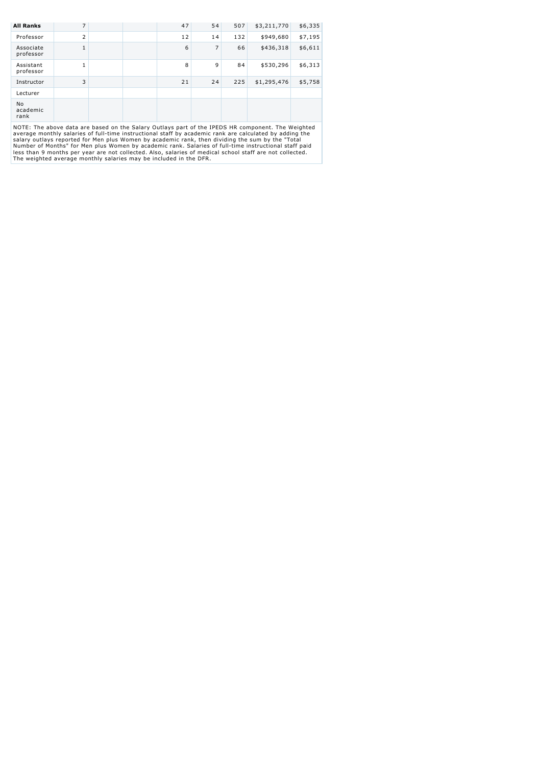| | | | | | | | | |
|---|---|---|---|---|---|---|---|---|
| **All Ranks** | 7 | | | 47 | 54 | 507 | $3,211,770 | $6,335 |
| Professor | 2 | | | 12 | 14 | 132 | $949,680 | $7,195 |
| Associate professor | 1 | | | 6 | 7 | 66 | $436,318 | $6,611 |
| Assistant professor | 1 | | | 8 | 9 | 84 | $530,296 | $6,313 |
| Instructor | 3 | | | 21 | 24 | 225 | $1,295,476 | $5,758 |
| Lecturer | | | | | | | | |
| No academic rank | | | | | | | | |

NOTE: The above data are based on the Salary Outlays part of the IPEDS HR component. The Weighted average monthly salaries of full-time instructional staff by academic rank are calculated by adding the salary outlays reported for Men plus Women by academic rank, then dividing the sum by the "Total Number of Months" for Men plus Women by academic rank. Salaries of full-time instructional staff paid less than 9 months per year are not collected. Also, salaries of medical school staff are not collected. The weighted average monthly salaries may be included in the DFR.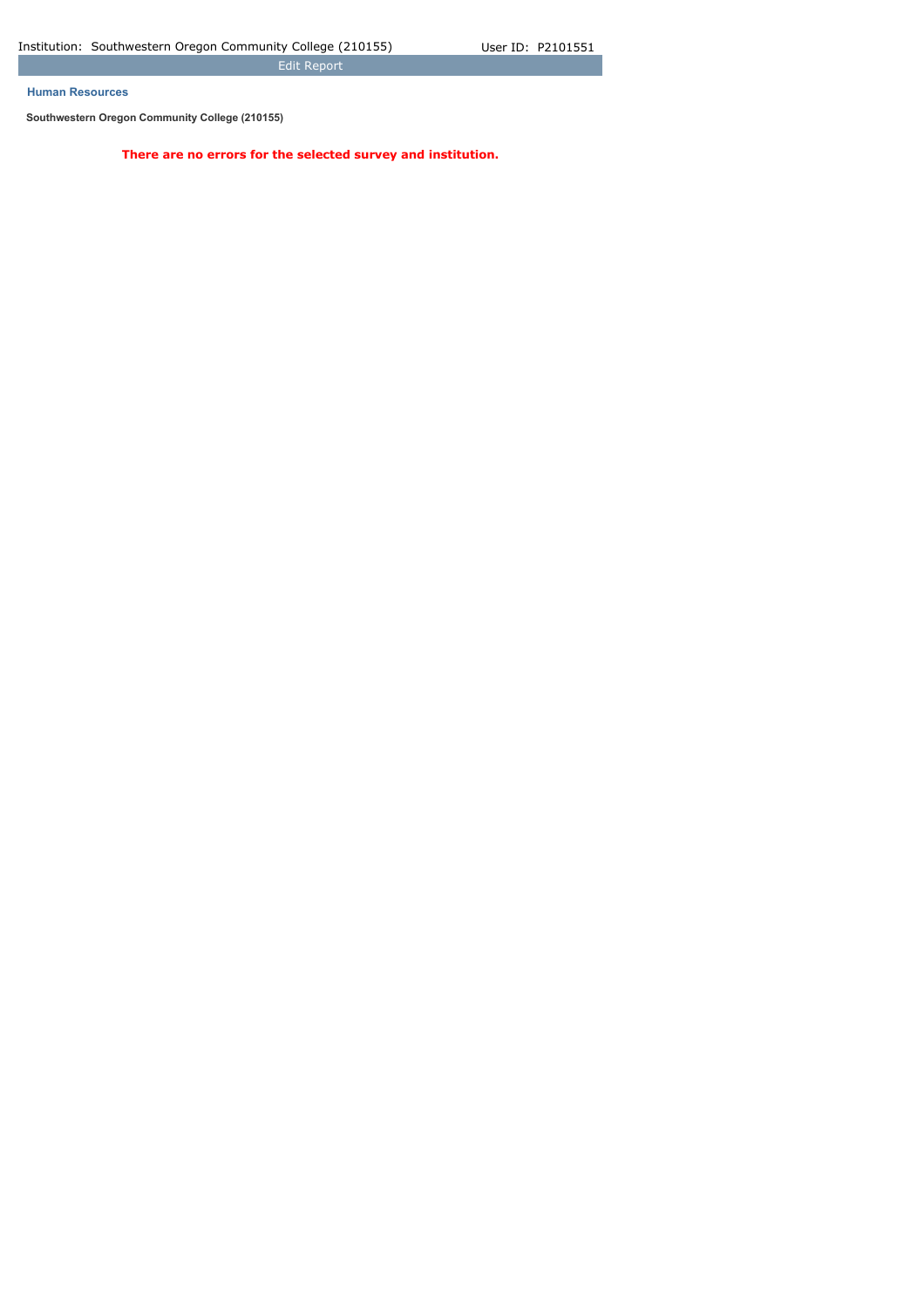Institution: Southwestern Oregon Community College (210155) User ID: P2101551

Edit Report

**Human Resources**

**Southwestern Oregon Community College (210155)**

**There are no errors for the selected survey and institution.**